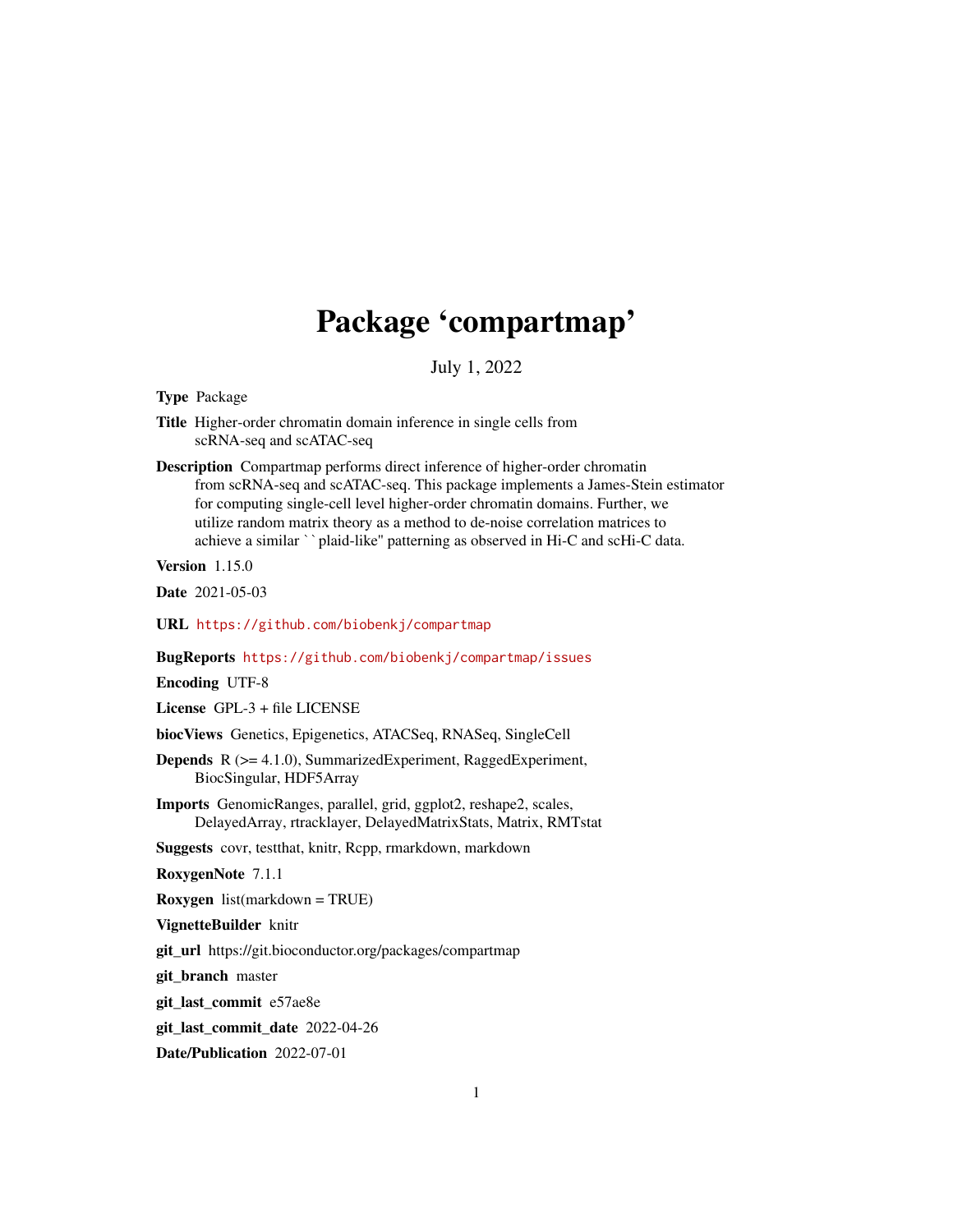# Package 'compartmap'

July 1, 2022

**Type** Package

**Title** Higher-order chromatin domain inference in single cells from scRNA-seq and scATAC-seq

**Description** Compartmap performs direct inference of higher-order chromatin from scRNA-seq and scATAC-seq. This package implements a James-Stein estimator for computing single-cell level higher-order chromatin domains. Further, we utilize random matrix theory as a method to de-noise correlation matrices to achieve a similar ``plaid-like'' patterning as observed in Hi-C and scHi-C data.

**Version** 1.15.0

**Date** 2021-05-03

**URL** https://github.com/biobenkj/compartmap

**BugReports** https://github.com/biobenkj/compartmap/issues

**Encoding** UTF-8

**License** GPL-3 + file LICENSE

**biocViews** Genetics, Epigenetics, ATACSeq, RNASeq, SingleCell

**Depends** R (>= 4.1.0), SummarizedExperiment, RaggedExperiment, BiocSingular, HDF5Array

**Imports** GenomicRanges, parallel, grid, ggplot2, reshape2, scales, DelayedArray, rtracklayer, DelayedMatrixStats, Matrix, RMTstat

**Suggests** covr, testthat, knitr, Rcpp, rmarkdown, markdown

**RoxygenNote** 7.1.1

**Roxygen** list(markdown = TRUE)

**VignetteBuilder** knitr

**git_url** https://git.bioconductor.org/packages/compartmap

**git_branch** master

**git_last_commit** e57ae8e

**git_last_commit_date** 2022-04-26

**Date/Publication** 2022-07-01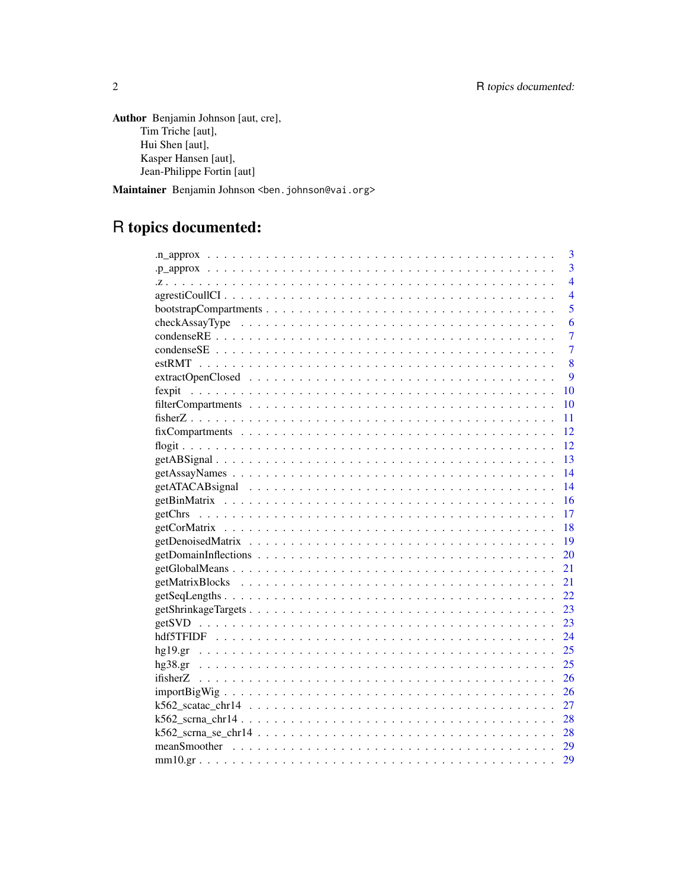**Author** Benjamin Johnson [aut, cre],
Tim Triche [aut],
Hui Shen [aut],
Kasper Hansen [aut],
Jean-Philippe Fortin [aut]

**Maintainer** Benjamin Johnson <ben.johnson@vai.org>

# R topics documented:

| | |
|---|---|
| .n_approx | 3 |
| .p_approx | 3 |
| .z | 4 |
| agrestiCoullCI | 4 |
| bootstrapCompartments | 5 |
| checkAssayType | 6 |
| condenseRE | 7 |
| condenseSE | 7 |
| estRMT | 8 |
| extractOpenClosed | 9 |
| fexpit | 10 |
| filterCompartments | 10 |
| fisherZ | 11 |
| fixCompartments | 12 |
| flogit | 12 |
| getABSignal | 13 |
| getAssayNames | 14 |
| getATACABsignal | 14 |
| getBinMatrix | 16 |
| getChrs | 17 |
| getCorMatrix | 18 |
| getDenoisedMatrix | 19 |
| getDomainInflections | 20 |
| getGlobalMeans | 21 |
| getMatrixBlocks | 21 |
| getSeqLengths | 22 |
| getShrinkageTargets | 23 |
| getSVD | 23 |
| hdf5TFIDF | 24 |
| hg19.gr | 25 |
| hg38.gr | 25 |
| ifisherZ | 26 |
| importBigWig | 26 |
| k562_scatac_chr14 | 27 |
| k562_scrna_chr14 | 28 |
| k562_scrna_se_chr14 | 28 |
| meanSmoother | 29 |
| mm10.gr | 29 |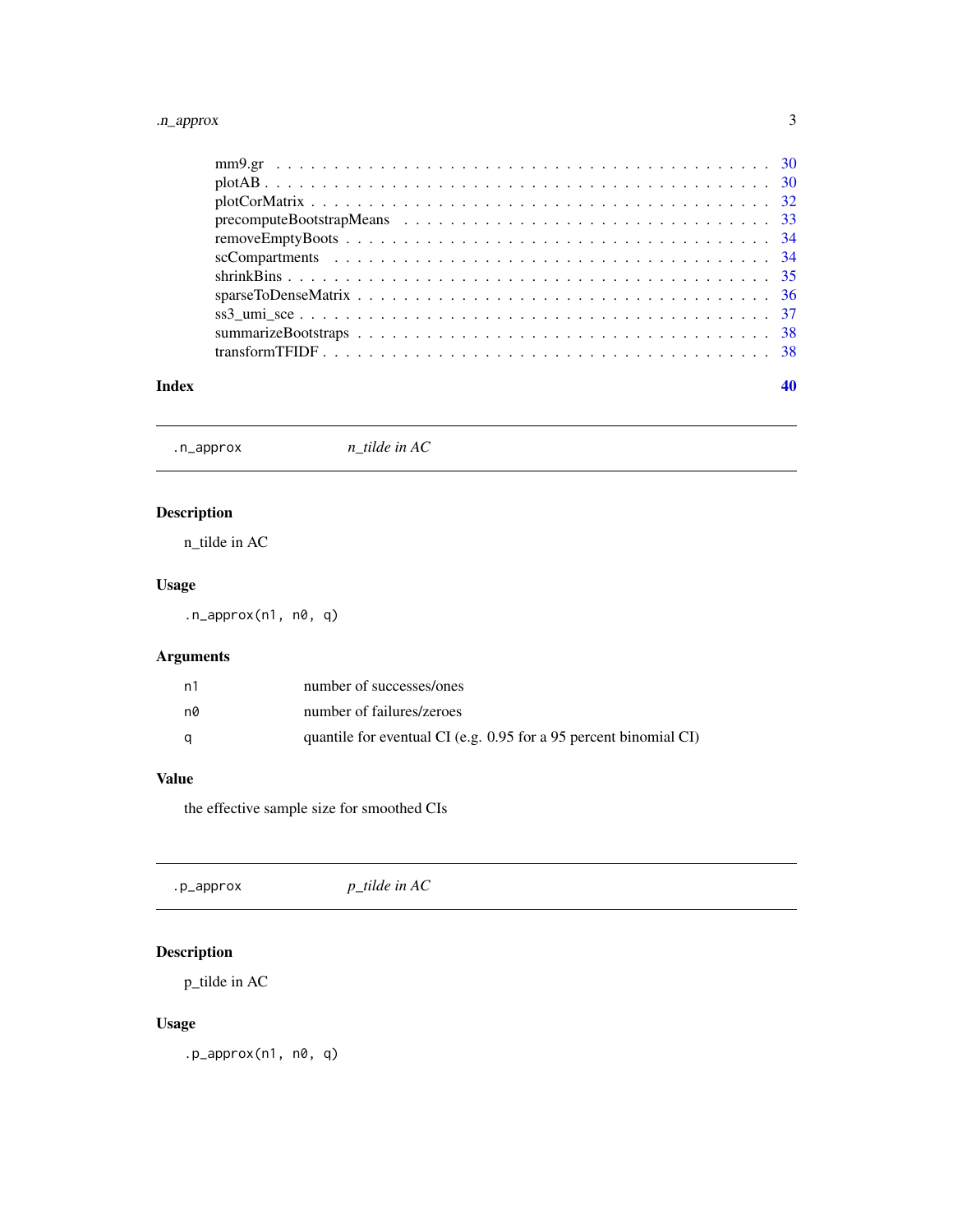mm9.gr . . . . . . . . . . . . . . . . . . . . . . . . . . . . . . . . . . . . . . . . 30
plotAB . . . . . . . . . . . . . . . . . . . . . . . . . . . . . . . . . . . . . . . . 30
plotCorMatrix . . . . . . . . . . . . . . . . . . . . . . . . . . . . . . . . . . . . . 32
precomputeBootstrapMeans . . . . . . . . . . . . . . . . . . . . . . . . . . . . . . . 33
removeEmptyBoots . . . . . . . . . . . . . . . . . . . . . . . . . . . . . . . . . . . 34
scCompartments . . . . . . . . . . . . . . . . . . . . . . . . . . . . . . . . . . . . 34
shrinkBins . . . . . . . . . . . . . . . . . . . . . . . . . . . . . . . . . . . . . . . 35
sparseToDenseMatrix . . . . . . . . . . . . . . . . . . . . . . . . . . . . . . . . . . 36
ss3_umi_sce . . . . . . . . . . . . . . . . . . . . . . . . . . . . . . . . . . . . . . 37
summarizeBootstraps . . . . . . . . . . . . . . . . . . . . . . . . . . . . . . . . . . 38
transformTFIDF . . . . . . . . . . . . . . . . . . . . . . . . . . . . . . . . . . . . 38

**Index** **40**

---

`.n_approx` *n_tilde in AC*

---

## Description

n_tilde in AC

## Usage

```
.n_approx(n1, n0, q)
```

## Arguments

| | |
|---|---|
| `n1` | number of successes/ones |
| `n0` | number of failures/zeroes |
| `q` | quantile for eventual CI (e.g. 0.95 for a 95 percent binomial CI) |

## Value

the effective sample size for smoothed CIs

---

`.p_approx` *p_tilde in AC*

---

## Description

p_tilde in AC

## Usage

```
.p_approx(n1, n0, q)
```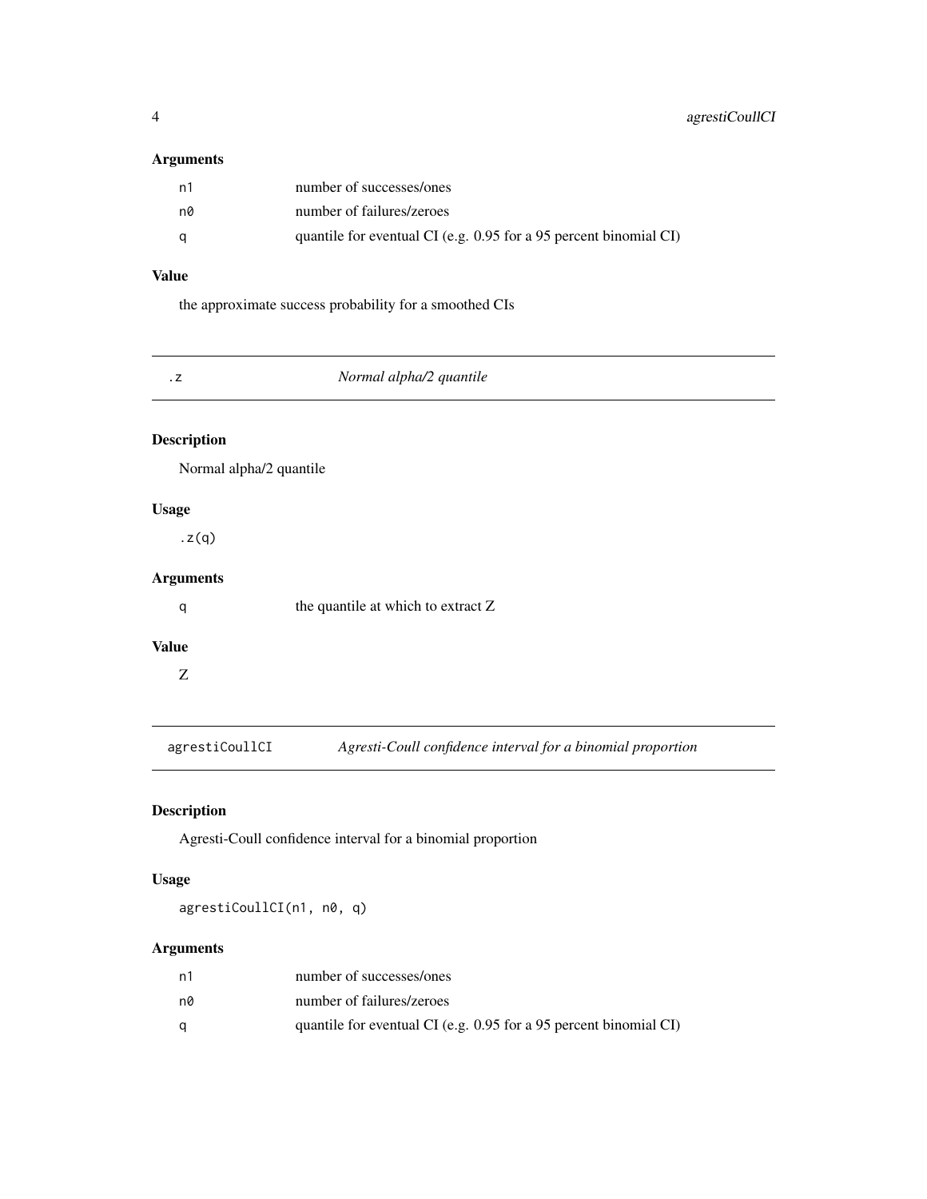## Arguments

| | |
|---|---|
| `n1` | number of successes/ones |
| `n0` | number of failures/zeroes |
| `q` | quantile for eventual CI (e.g. 0.95 for a 95 percent binomial CI) |

## Value

the approximate success probability for a smoothed CIs

---

# `.z` *Normal alpha/2 quantile*

## Description

Normal alpha/2 quantile

## Usage

```
.z(q)
```

## Arguments

| | |
|---|---|
| `q` | the quantile at which to extract Z |

## Value

Z

---

# `agrestiCoullCI` *Agresti-Coull confidence interval for a binomial proportion*

## Description

Agresti-Coull confidence interval for a binomial proportion

## Usage

```
agrestiCoullCI(n1, n0, q)
```

## Arguments

| | |
|---|---|
| `n1` | number of successes/ones |
| `n0` | number of failures/zeroes |
| `q` | quantile for eventual CI (e.g. 0.95 for a 95 percent binomial CI) |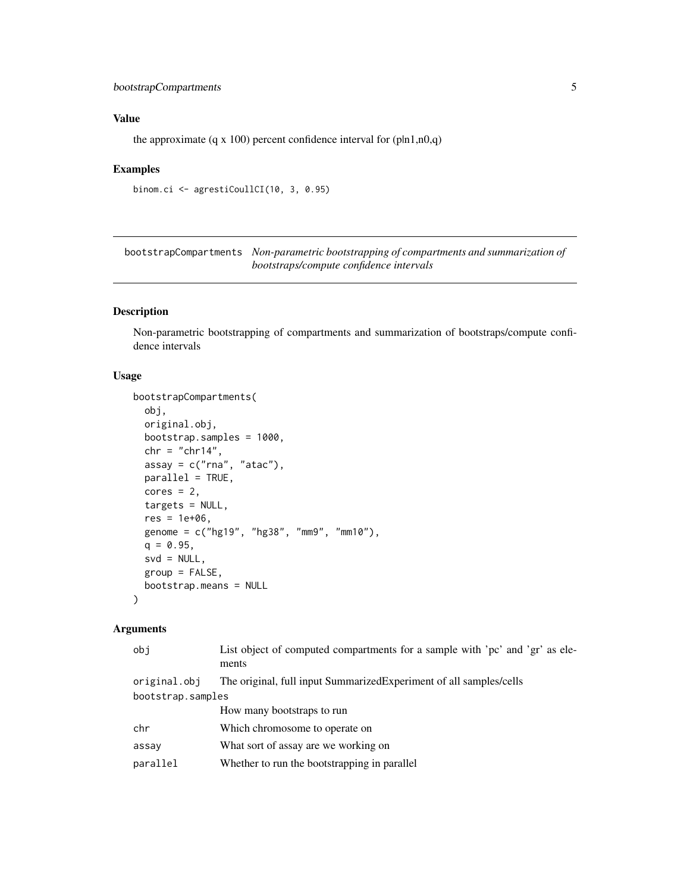## Value

the approximate (q x 100) percent confidence interval for (p|n1,n0,q)

## Examples

```
binom.ci <- agrestiCoullCI(10, 3, 0.95)
```

---

# bootstrapCompartments *Non-parametric bootstrapping of compartments and summarization of bootstraps/compute confidence intervals*

---

## Description

Non-parametric bootstrapping of compartments and summarization of bootstraps/compute confidence intervals

## Usage

```
bootstrapCompartments(
  obj,
  original.obj,
  bootstrap.samples = 1000,
  chr = "chr14",
  assay = c("rna", "atac"),
  parallel = TRUE,
  cores = 2,
  targets = NULL,
  res = 1e+06,
  genome = c("hg19", "hg38", "mm9", "mm10"),
  q = 0.95,
  svd = NULL,
  group = FALSE,
  bootstrap.means = NULL
)
```

## Arguments

| | |
|---|---|
| obj | List object of computed compartments for a sample with 'pc' and 'gr' as elements |
| original.obj | The original, full input SummarizedExperiment of all samples/cells |
| bootstrap.samples | How many bootstraps to run |
| chr | Which chromosome to operate on |
| assay | What sort of assay are we working on |
| parallel | Whether to run the bootstrapping in parallel |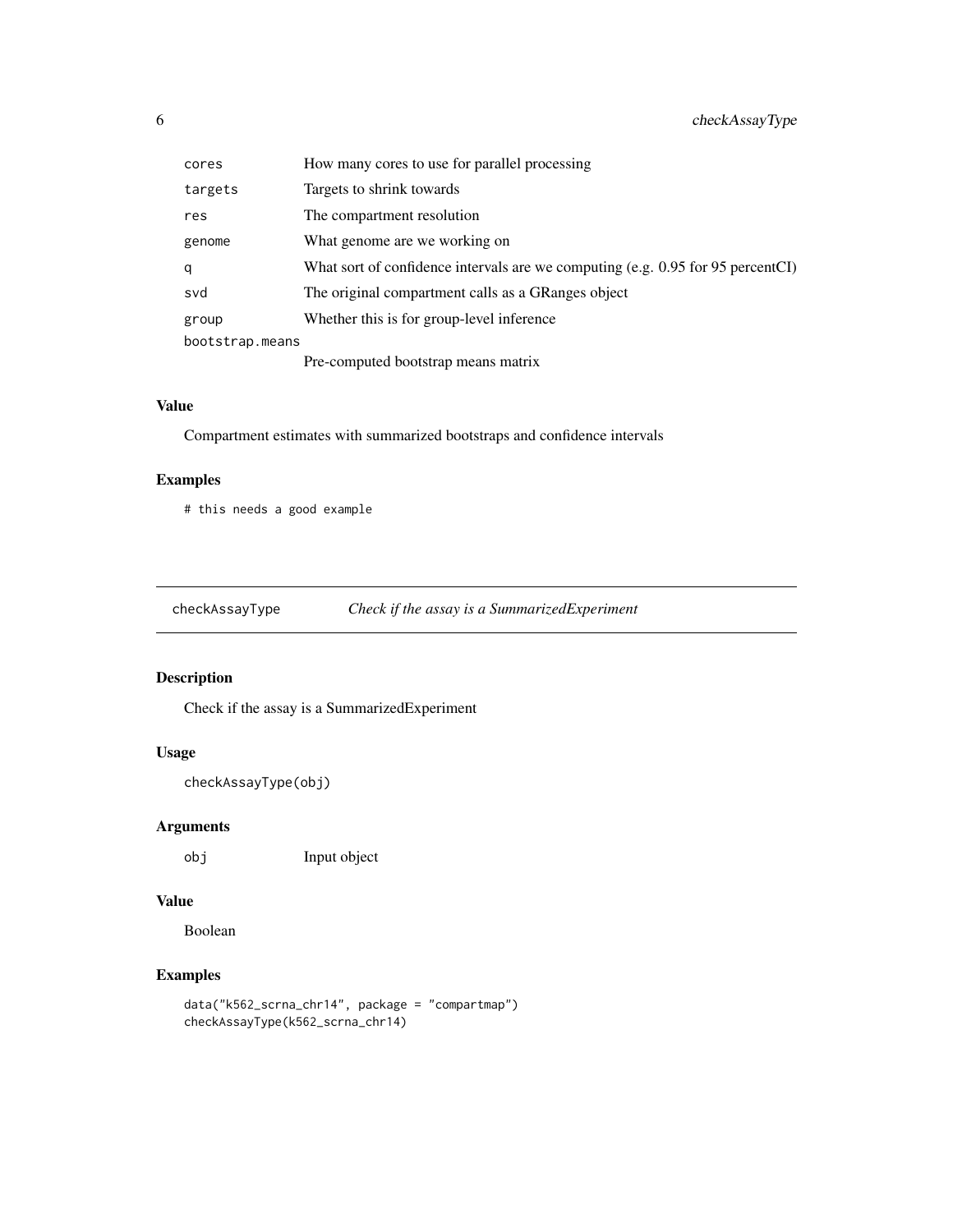| | |
|---|---|
| `cores` | How many cores to use for parallel processing |
| `targets` | Targets to shrink towards |
| `res` | The compartment resolution |
| `genome` | What genome are we working on |
| `q` | What sort of confidence intervals are we computing (e.g. 0.95 for 95 percentCI) |
| `svd` | The original compartment calls as a GRanges object |
| `group` | Whether this is for group-level inference |
| `bootstrap.means` | Pre-computed bootstrap means matrix |

### Value

Compartment estimates with summarized bootstraps and confidence intervals

### Examples

```
# this needs a good example
```

---

## checkAssayType — *Check if the assay is a SummarizedExperiment*

### Description

Check if the assay is a SummarizedExperiment

### Usage

```
checkAssayType(obj)
```

### Arguments

| | |
|---|---|
| `obj` | Input object |

### Value

Boolean

### Examples

```
data("k562_scrna_chr14", package = "compartmap")
checkAssayType(k562_scrna_chr14)
```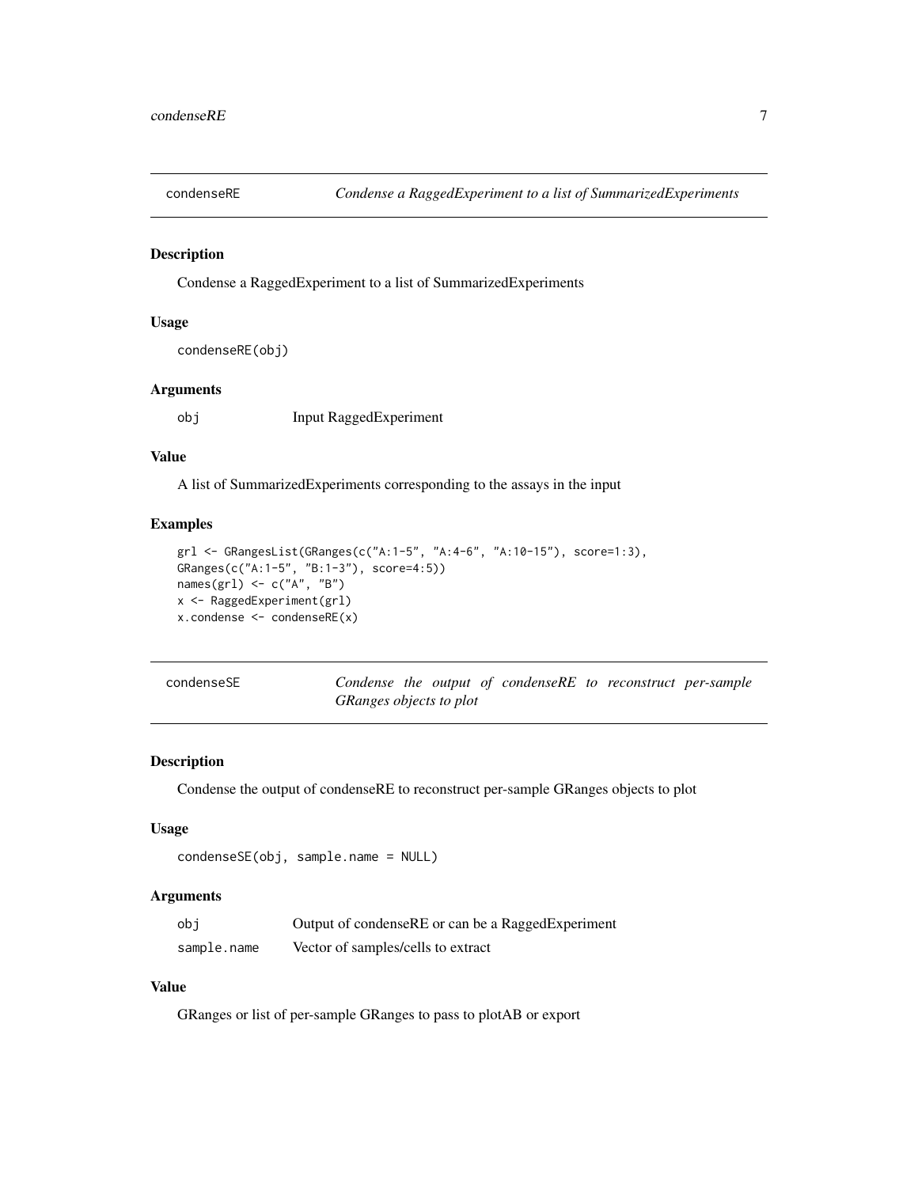## condenseRE — *Condense a RaggedExperiment to a list of SummarizedExperiments*

### Description

Condense a RaggedExperiment to a list of SummarizedExperiments

### Usage

```
condenseRE(obj)
```

### Arguments

| | |
|---|---|
| `obj` | Input RaggedExperiment |

### Value

A list of SummarizedExperiments corresponding to the assays in the input

### Examples

```
grl <- GRangesList(GRanges(c("A:1-5", "A:4-6", "A:10-15"), score=1:3),
GRanges(c("A:1-5", "B:1-3"), score=4:5))
names(grl) <- c("A", "B")
x <- RaggedExperiment(grl)
x.condense <- condenseRE(x)
```

## condenseSE — *Condense the output of condenseRE to reconstruct per-sample GRanges objects to plot*

### Description

Condense the output of condenseRE to reconstruct per-sample GRanges objects to plot

### Usage

```
condenseSE(obj, sample.name = NULL)
```

### Arguments

| | |
|---|---|
| `obj` | Output of condenseRE or can be a RaggedExperiment |
| `sample.name` | Vector of samples/cells to extract |

### Value

GRanges or list of per-sample GRanges to pass to plotAB or export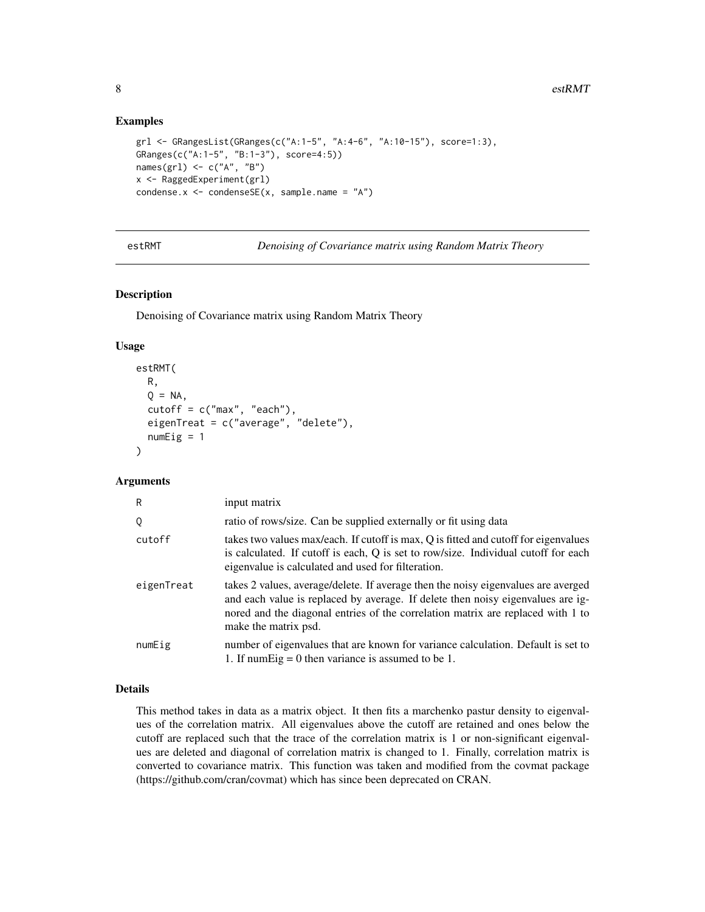## Examples

```
grl <- GRangesList(GRanges(c("A:1-5", "A:4-6", "A:10-15"), score=1:3),
GRanges(c("A:1-5", "B:1-3"), score=4:5))
names(grl) <- c("A", "B")
x <- RaggedExperiment(grl)
condense.x <- condenseSE(x, sample.name = "A")
```

---

# estRMT *Denoising of Covariance matrix using Random Matrix Theory*

## Description

Denoising of Covariance matrix using Random Matrix Theory

## Usage

```
estRMT(
  R,
  Q = NA,
  cutoff = c("max", "each"),
  eigenTreat = c("average", "delete"),
  numEig = 1
)
```

## Arguments

| | |
|---|---|
| R | input matrix |
| Q | ratio of rows/size. Can be supplied externally or fit using data |
| cutoff | takes two values max/each. If cutoff is max, Q is fitted and cutoff for eigenvalues is calculated. If cutoff is each, Q is set to row/size. Individual cutoff for each eigenvalue is calculated and used for filteration. |
| eigenTreat | takes 2 values, average/delete. If average then the noisy eigenvalues are averged and each value is replaced by average. If delete then noisy eigenvalues are ignored and the diagonal entries of the correlation matrix are replaced with 1 to make the matrix psd. |
| numEig | number of eigenvalues that are known for variance calculation. Default is set to 1. If numEig = 0 then variance is assumed to be 1. |

## Details

This method takes in data as a matrix object. It then fits a marchenko pastur density to eigenvalues of the correlation matrix. All eigenvalues above the cutoff are retained and ones below the cutoff are replaced such that the trace of the correlation matrix is 1 or non-significant eigenvalues are deleted and diagonal of correlation matrix is changed to 1. Finally, correlation matrix is converted to covariance matrix. This function was taken and modified from the covmat package (https://github.com/cran/covmat) which has since been deprecated on CRAN.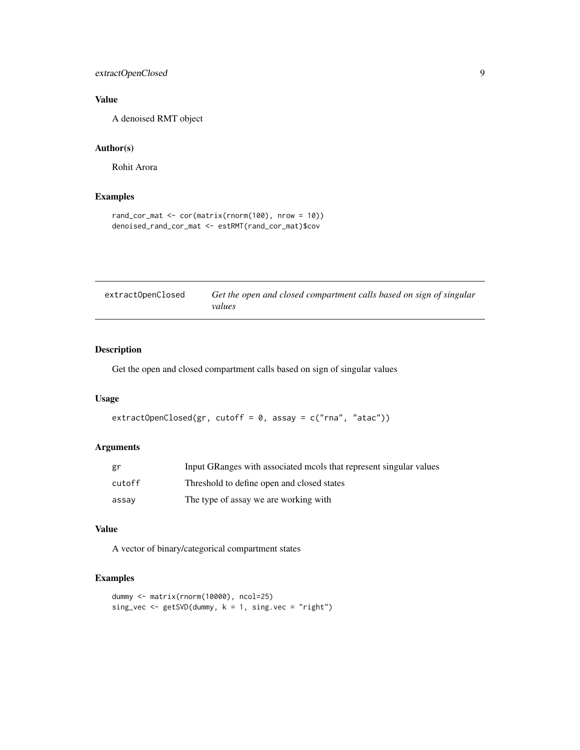## Value

A denoised RMT object

## Author(s)

Rohit Arora

## Examples

```
rand_cor_mat <- cor(matrix(rnorm(100), nrow = 10))
denoised_rand_cor_mat <- estRMT(rand_cor_mat)$cov
```

---

# extractOpenClosed — *Get the open and closed compartment calls based on sign of singular values*

## Description

Get the open and closed compartment calls based on sign of singular values

## Usage

```
extractOpenClosed(gr, cutoff = 0, assay = c("rna", "atac"))
```

## Arguments

| | |
|---|---|
| gr | Input GRanges with associated mcols that represent singular values |
| cutoff | Threshold to define open and closed states |
| assay | The type of assay we are working with |

## Value

A vector of binary/categorical compartment states

## Examples

```
dummy <- matrix(rnorm(10000), ncol=25)
sing_vec <- getSVD(dummy, k = 1, sing.vec = "right")
```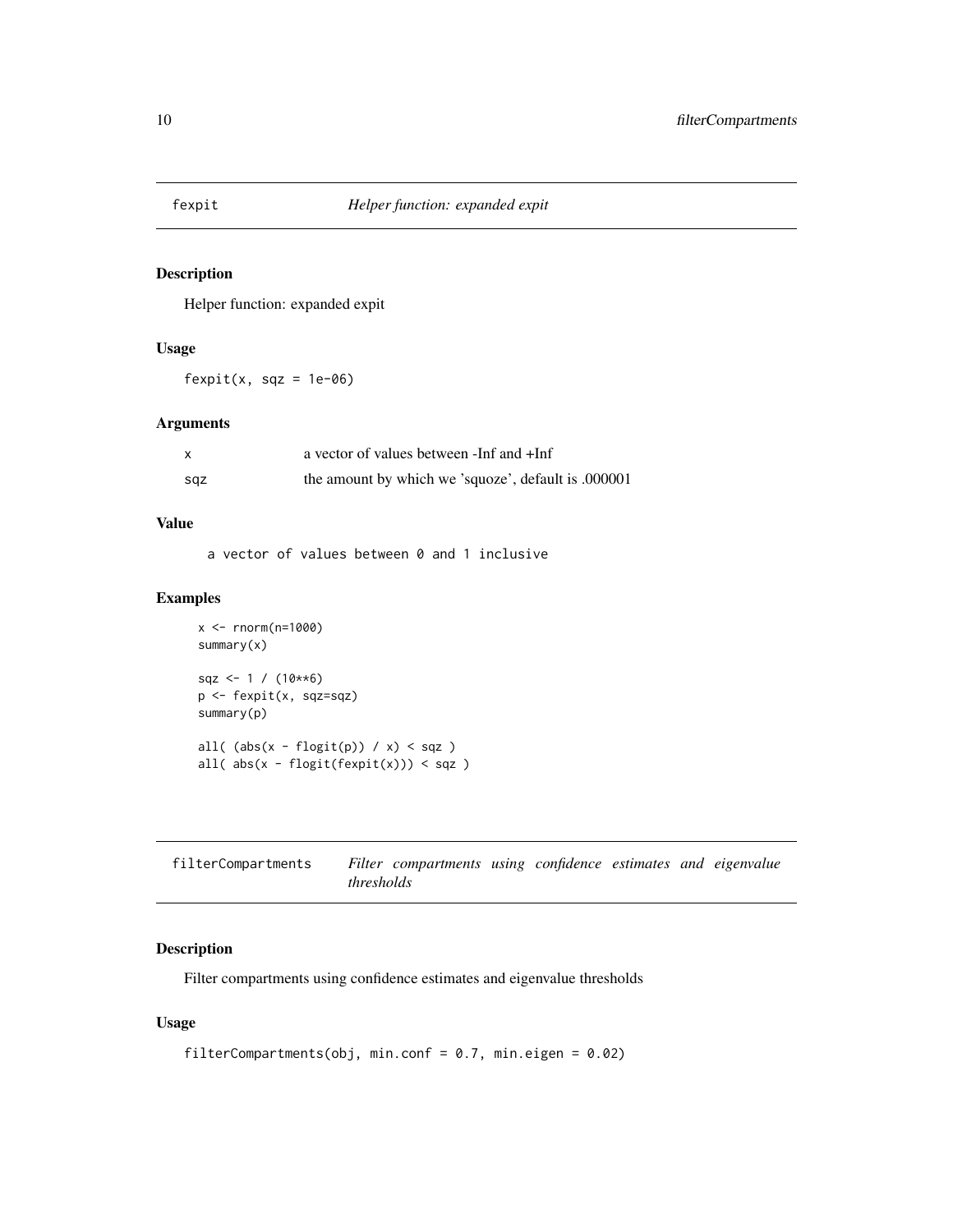## fexpit *Helper function: expanded expit*

### Description

Helper function: expanded expit

### Usage

```
fexpit(x, sqz = 1e-06)
```

### Arguments

| | |
|---|---|
| x | a vector of values between -Inf and +Inf |
| sqz | the amount by which we 'squoze', default is .000001 |

### Value

```
a vector of values between 0 and 1 inclusive
```

### Examples

```
x <- rnorm(n=1000)
summary(x)

sqz <- 1 / (10**6)
p <- fexpit(x, sqz=sqz)
summary(p)

all( (abs(x - flogit(p)) / x) < sqz )
all( abs(x - flogit(fexpit(x))) < sqz )
```

## filterCompartments *Filter compartments using confidence estimates and eigenvalue thresholds*

### Description

Filter compartments using confidence estimates and eigenvalue thresholds

### Usage

```
filterCompartments(obj, min.conf = 0.7, min.eigen = 0.02)
```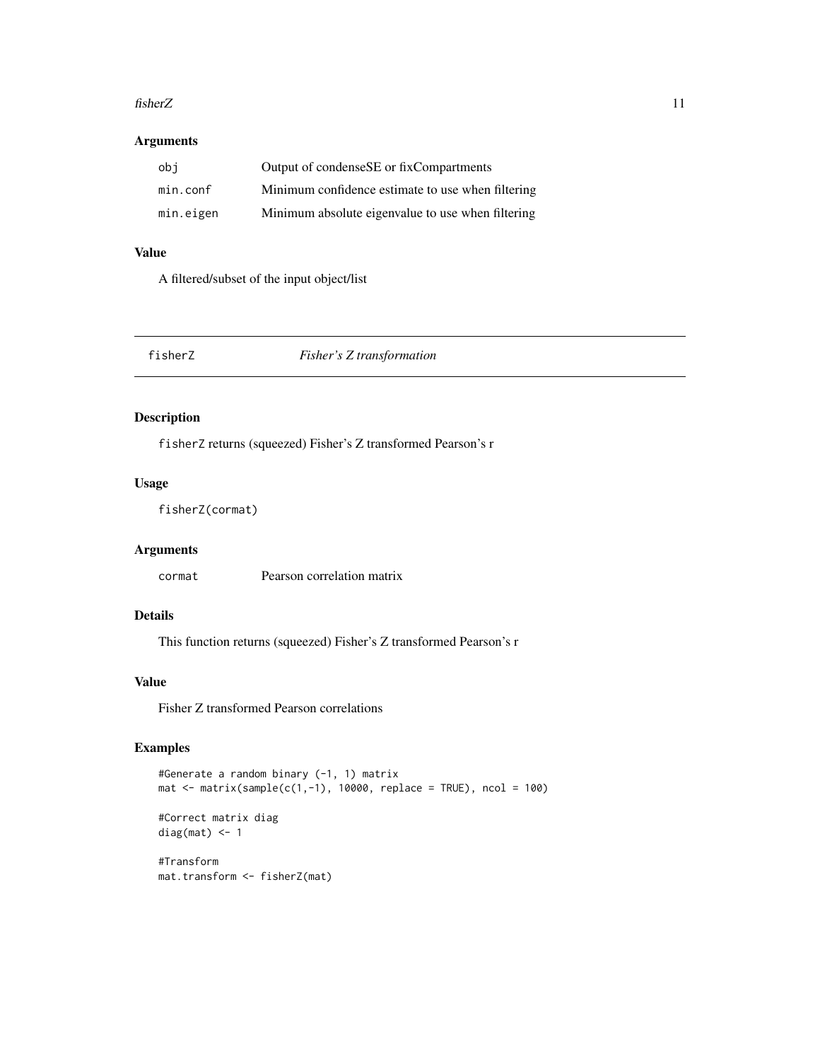### Arguments

| | |
|---|---|
| obj | Output of condenseSE or fixCompartments |
| min.conf | Minimum confidence estimate to use when filtering |
| min.eigen | Minimum absolute eigenvalue to use when filtering |

### Value

A filtered/subset of the input object/list

---

## fisherZ *Fisher's Z transformation*

---

### Description

fisherZ returns (squeezed) Fisher's Z transformed Pearson's r

### Usage

```
fisherZ(cormat)
```

### Arguments

| | |
|---|---|
| cormat | Pearson correlation matrix |

### Details

This function returns (squeezed) Fisher's Z transformed Pearson's r

### Value

Fisher Z transformed Pearson correlations

### Examples

```
#Generate a random binary (-1, 1) matrix
mat <- matrix(sample(c(1,-1), 10000, replace = TRUE), ncol = 100)

#Correct matrix diag
diag(mat) <- 1

#Transform
mat.transform <- fisherZ(mat)
```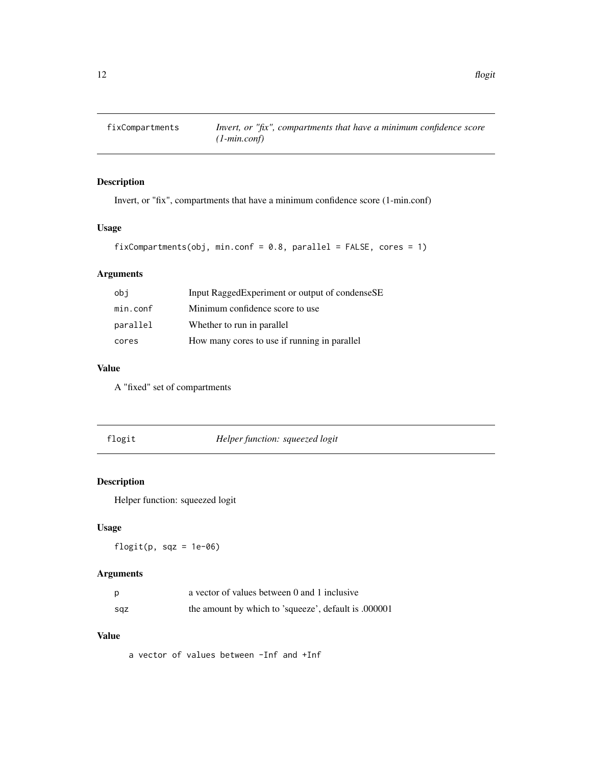## fixCompartments    *Invert, or "fix", compartments that have a minimum confidence score (1-min.conf)*

### Description

Invert, or "fix", compartments that have a minimum confidence score (1-min.conf)

### Usage

```
fixCompartments(obj, min.conf = 0.8, parallel = FALSE, cores = 1)
```

### Arguments

| | |
|---|---|
| obj | Input RaggedExperiment or output of condenseSE |
| min.conf | Minimum confidence score to use |
| parallel | Whether to run in parallel |
| cores | How many cores to use if running in parallel |

### Value

A "fixed" set of compartments

## flogit    *Helper function: squeezed logit*

### Description

Helper function: squeezed logit

### Usage

```
flogit(p, sqz = 1e-06)
```

### Arguments

| | |
|---|---|
| p | a vector of values between 0 and 1 inclusive |
| sqz | the amount by which to 'squeeze', default is .000001 |

### Value

```
a vector of values between -Inf and +Inf
```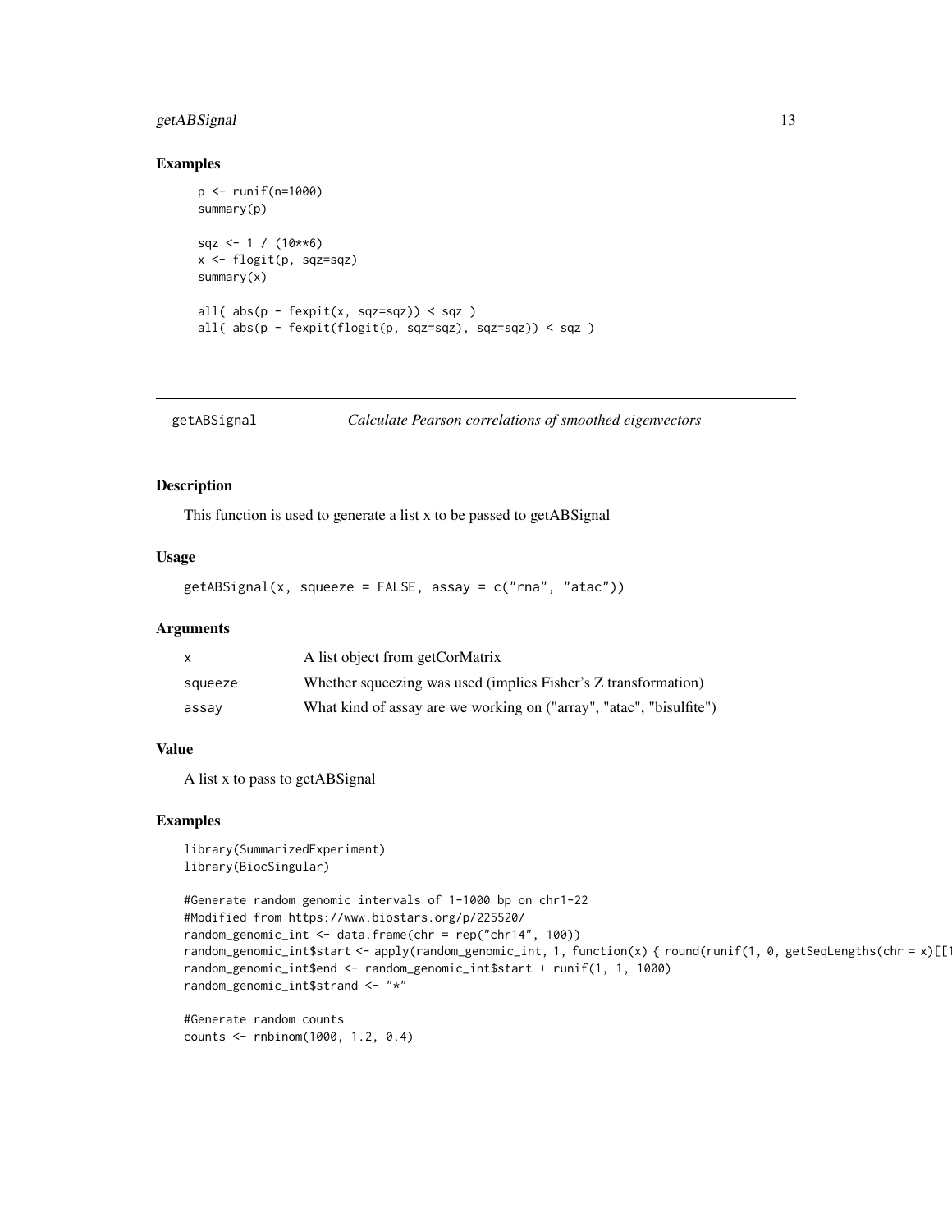## Examples

```
p <- runif(n=1000)
summary(p)

sqz <- 1 / (10**6)
x <- flogit(p, sqz=sqz)
summary(x)

all( abs(p - fexpit(x, sqz=sqz)) < sqz )
all( abs(p - fexpit(flogit(p, sqz=sqz), sqz=sqz)) < sqz )
```

---

## getABSignal — *Calculate Pearson correlations of smoothed eigenvectors*

### Description

This function is used to generate a list x to be passed to getABSignal

### Usage

```
getABSignal(x, squeeze = FALSE, assay = c("rna", "atac"))
```

### Arguments

| | |
|---|---|
| x | A list object from getCorMatrix |
| squeeze | Whether squeezing was used (implies Fisher's Z transformation) |
| assay | What kind of assay are we working on ("array", "atac", "bisulfite") |

### Value

A list x to pass to getABSignal

### Examples

```
library(SummarizedExperiment)
library(BiocSingular)

#Generate random genomic intervals of 1-1000 bp on chr1-22
#Modified from https://www.biostars.org/p/225520/
random_genomic_int <- data.frame(chr = rep("chr14", 100))
random_genomic_int$start <- apply(random_genomic_int, 1, function(x) { round(runif(1, 0, getSeqLengths(chr = x)[[1
random_genomic_int$end <- random_genomic_int$start + runif(1, 1, 1000)
random_genomic_int$strand <- "*"

#Generate random counts
counts <- rnbinom(1000, 1.2, 0.4)
```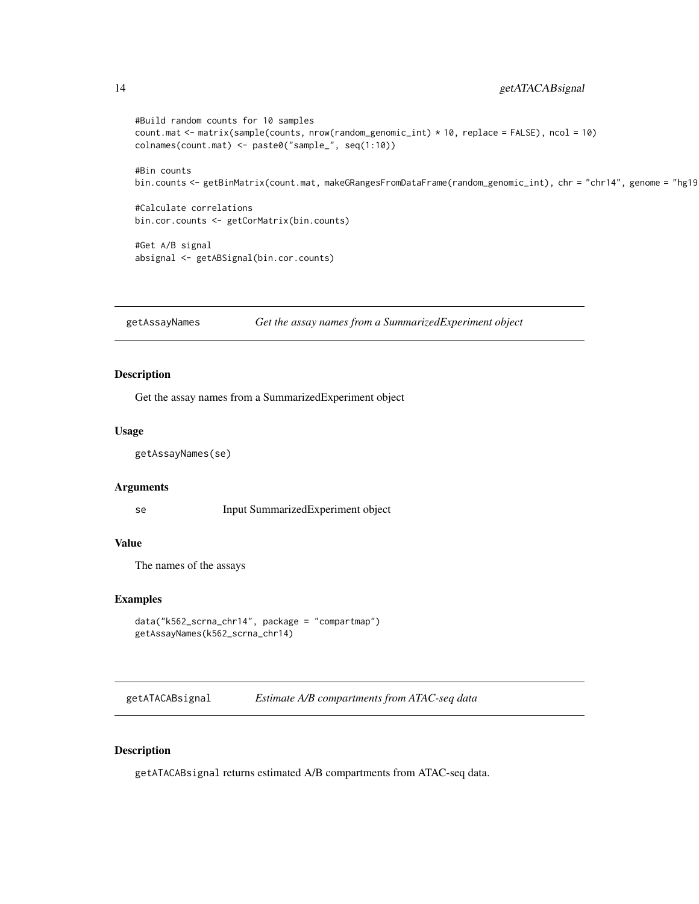```
#Build random counts for 10 samples
count.mat <- matrix(sample(counts, nrow(random_genomic_int) * 10, replace = FALSE), ncol = 10)
colnames(count.mat) <- paste0("sample_", seq(1:10))

#Bin counts
bin.counts <- getBinMatrix(count.mat, makeGRangesFromDataFrame(random_genomic_int), chr = "chr14", genome = "hg19

#Calculate correlations
bin.cor.counts <- getCorMatrix(bin.counts)

#Get A/B signal
absignal <- getABSignal(bin.cor.counts)
```

## getAssayNames — *Get the assay names from a SummarizedExperiment object*

### Description

Get the assay names from a SummarizedExperiment object

### Usage

```
getAssayNames(se)
```

### Arguments

| | |
|---|---|
| se | Input SummarizedExperiment object |

### Value

The names of the assays

### Examples

```
data("k562_scrna_chr14", package = "compartmap")
getAssayNames(k562_scrna_chr14)
```

## getATACABsignal — *Estimate A/B compartments from ATAC-seq data*

### Description

getATACABsignal returns estimated A/B compartments from ATAC-seq data.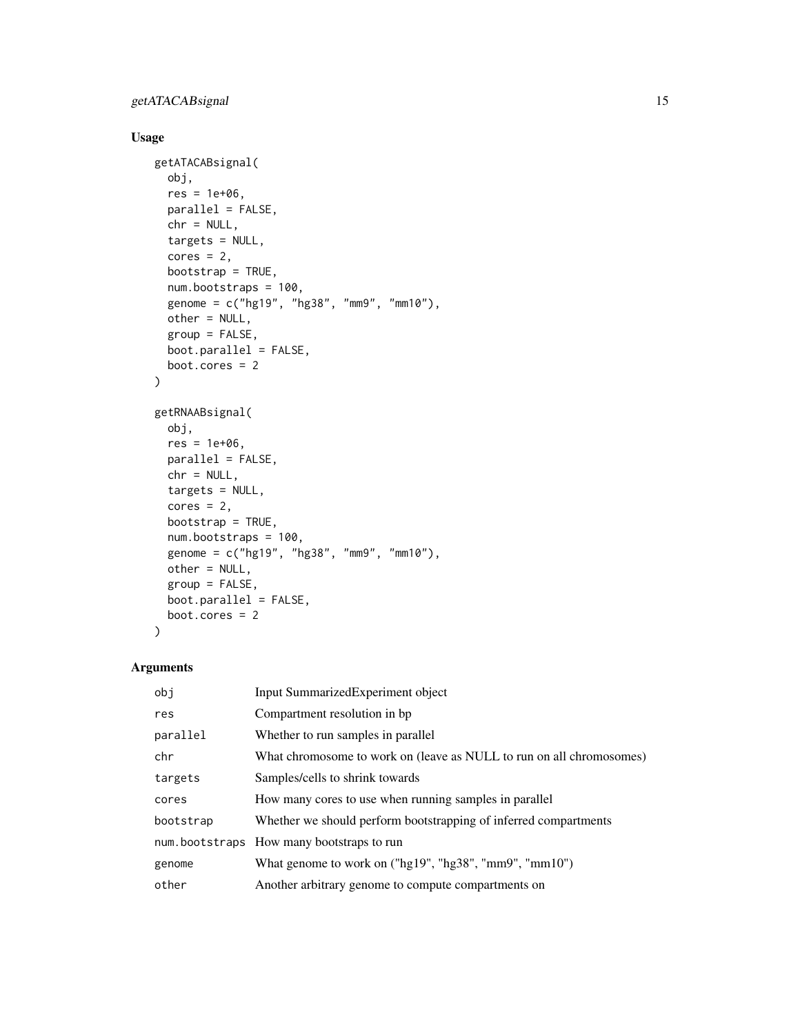## Usage

```
getATACABsignal(
  obj,
  res = 1e+06,
  parallel = FALSE,
  chr = NULL,
  targets = NULL,
  cores = 2,
  bootstrap = TRUE,
  num.bootstraps = 100,
  genome = c("hg19", "hg38", "mm9", "mm10"),
  other = NULL,
  group = FALSE,
  boot.parallel = FALSE,
  boot.cores = 2
)

getRNAABsignal(
  obj,
  res = 1e+06,
  parallel = FALSE,
  chr = NULL,
  targets = NULL,
  cores = 2,
  bootstrap = TRUE,
  num.bootstraps = 100,
  genome = c("hg19", "hg38", "mm9", "mm10"),
  other = NULL,
  group = FALSE,
  boot.parallel = FALSE,
  boot.cores = 2
)
```

## Arguments

| | |
|---|---|
| `obj` | Input SummarizedExperiment object |
| `res` | Compartment resolution in bp |
| `parallel` | Whether to run samples in parallel |
| `chr` | What chromosome to work on (leave as NULL to run on all chromosomes) |
| `targets` | Samples/cells to shrink towards |
| `cores` | How many cores to use when running samples in parallel |
| `bootstrap` | Whether we should perform bootstrapping of inferred compartments |
| `num.bootstraps` | How many bootstraps to run |
| `genome` | What genome to work on ("hg19", "hg38", "mm9", "mm10") |
| `other` | Another arbitrary genome to compute compartments on |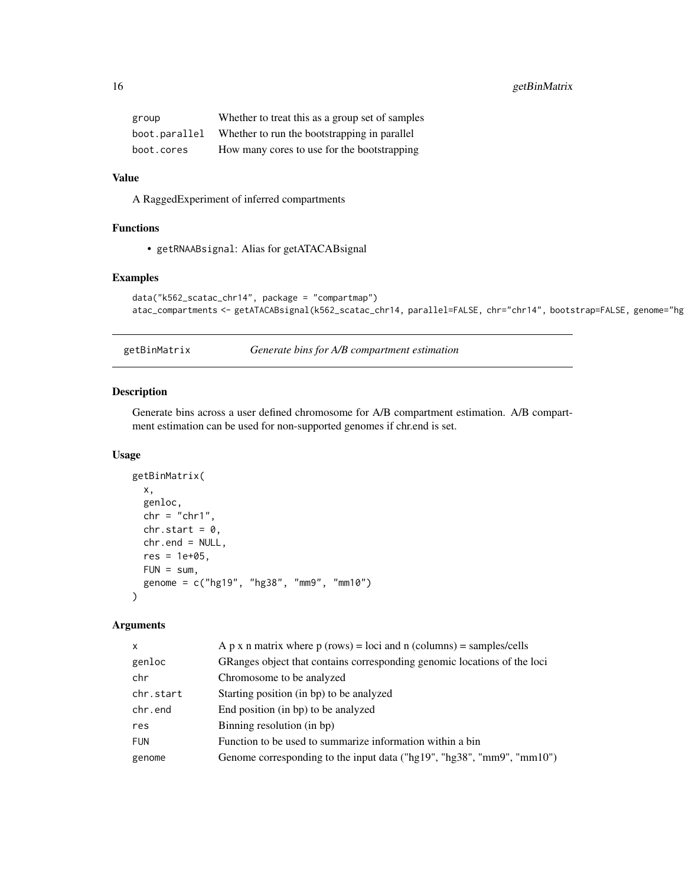| | |
|---|---|
| group | Whether to treat this as a group set of samples |
| boot.parallel | Whether to run the bootstrapping in parallel |
| boot.cores | How many cores to use for the bootstrapping |

### Value

A RaggedExperiment of inferred compartments

### Functions

- getRNAABsignal: Alias for getATACABsignal

### Examples

```
data("k562_scatac_chr14", package = "compartmap")
atac_compartments <- getATACABsignal(k562_scatac_chr14, parallel=FALSE, chr="chr14", bootstrap=FALSE, genome="hg
```

## getBinMatrix *Generate bins for A/B compartment estimation*

### Description

Generate bins across a user defined chromosome for A/B compartment estimation. A/B compartment estimation can be used for non-supported genomes if chr.end is set.

### Usage

```
getBinMatrix(
  x,
  genloc,
  chr = "chr1",
  chr.start = 0,
  chr.end = NULL,
  res = 1e+05,
  FUN = sum,
  genome = c("hg19", "hg38", "mm9", "mm10")
)
```

### Arguments

| | |
|---|---|
| x | A p x n matrix where p (rows) = loci and n (columns) = samples/cells |
| genloc | GRanges object that contains corresponding genomic locations of the loci |
| chr | Chromosome to be analyzed |
| chr.start | Starting position (in bp) to be analyzed |
| chr.end | End position (in bp) to be analyzed |
| res | Binning resolution (in bp) |
| FUN | Function to be used to summarize information within a bin |
| genome | Genome corresponding to the input data ("hg19", "hg38", "mm9", "mm10") |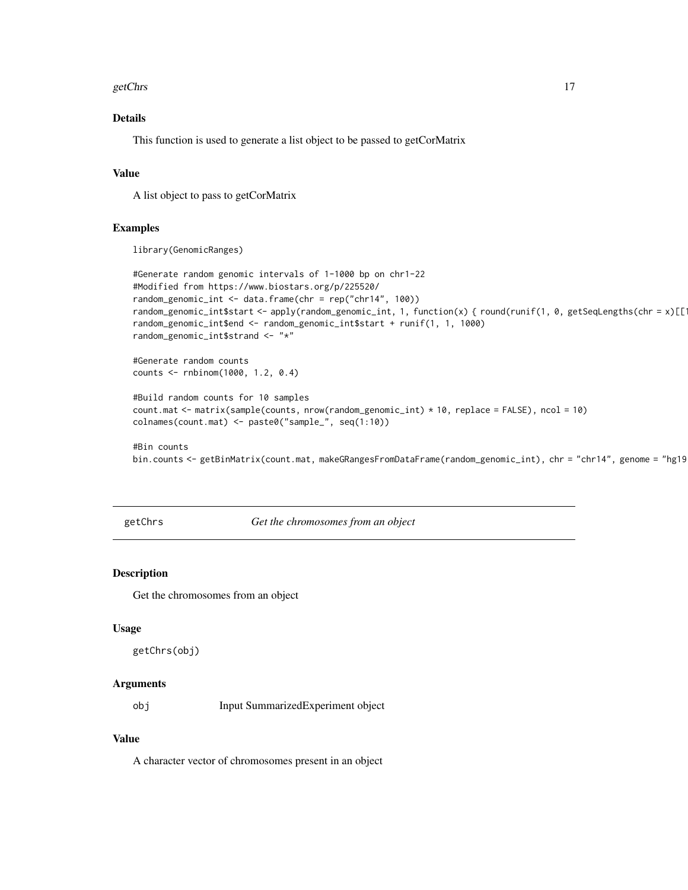## Details

This function is used to generate a list object to be passed to getCorMatrix

## Value

A list object to pass to getCorMatrix

## Examples

```
library(GenomicRanges)

#Generate random genomic intervals of 1-1000 bp on chr1-22
#Modified from https://www.biostars.org/p/225520/
random_genomic_int <- data.frame(chr = rep("chr14", 100))
random_genomic_int$start <- apply(random_genomic_int, 1, function(x) { round(runif(1, 0, getSeqLengths(chr = x)[[1
random_genomic_int$end <- random_genomic_int$start + runif(1, 1, 1000)
random_genomic_int$strand <- "*"

#Generate random counts
counts <- rnbinom(1000, 1.2, 0.4)

#Build random counts for 10 samples
count.mat <- matrix(sample(counts, nrow(random_genomic_int) * 10, replace = FALSE), ncol = 10)
colnames(count.mat) <- paste0("sample_", seq(1:10))

#Bin counts
bin.counts <- getBinMatrix(count.mat, makeGRangesFromDataFrame(random_genomic_int), chr = "chr14", genome = "hg19
```

---

# getChrs — *Get the chromosomes from an object*

## Description

Get the chromosomes from an object

## Usage

```
getChrs(obj)
```

## Arguments

| | |
|---|---|
| obj | Input SummarizedExperiment object |

## Value

A character vector of chromosomes present in an object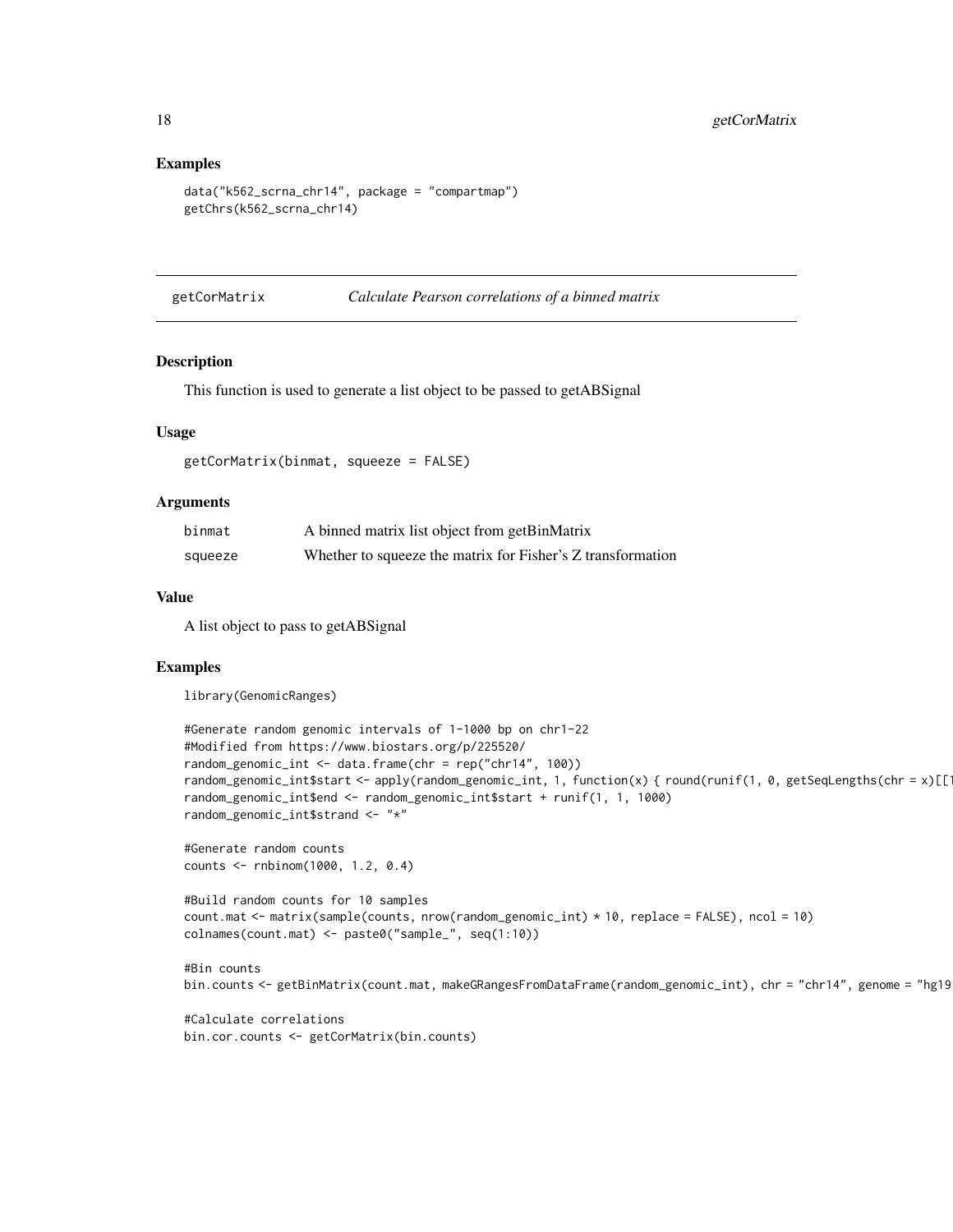## Examples

```
data("k562_scrna_chr14", package = "compartmap")
getChrs(k562_scrna_chr14)
```

---

getCorMatrix　　　*Calculate Pearson correlations of a binned matrix*

---

## Description

This function is used to generate a list object to be passed to getABSignal

## Usage

```
getCorMatrix(binmat, squeeze = FALSE)
```

## Arguments

| | |
|---|---|
| binmat | A binned matrix list object from getBinMatrix |
| squeeze | Whether to squeeze the matrix for Fisher's Z transformation |

## Value

A list object to pass to getABSignal

## Examples

```
library(GenomicRanges)

#Generate random genomic intervals of 1-1000 bp on chr1-22
#Modified from https://www.biostars.org/p/225520/
random_genomic_int <- data.frame(chr = rep("chr14", 100))
random_genomic_int$start <- apply(random_genomic_int, 1, function(x) { round(runif(1, 0, getSeqLengths(chr = x)[[1
random_genomic_int$end <- random_genomic_int$start + runif(1, 1, 1000)
random_genomic_int$strand <- "*"

#Generate random counts
counts <- rnbinom(1000, 1.2, 0.4)

#Build random counts for 10 samples
count.mat <- matrix(sample(counts, nrow(random_genomic_int) * 10, replace = FALSE), ncol = 10)
colnames(count.mat) <- paste0("sample_", seq(1:10))

#Bin counts
bin.counts <- getBinMatrix(count.mat, makeGRangesFromDataFrame(random_genomic_int), chr = "chr14", genome = "hg19

#Calculate correlations
bin.cor.counts <- getCorMatrix(bin.counts)
```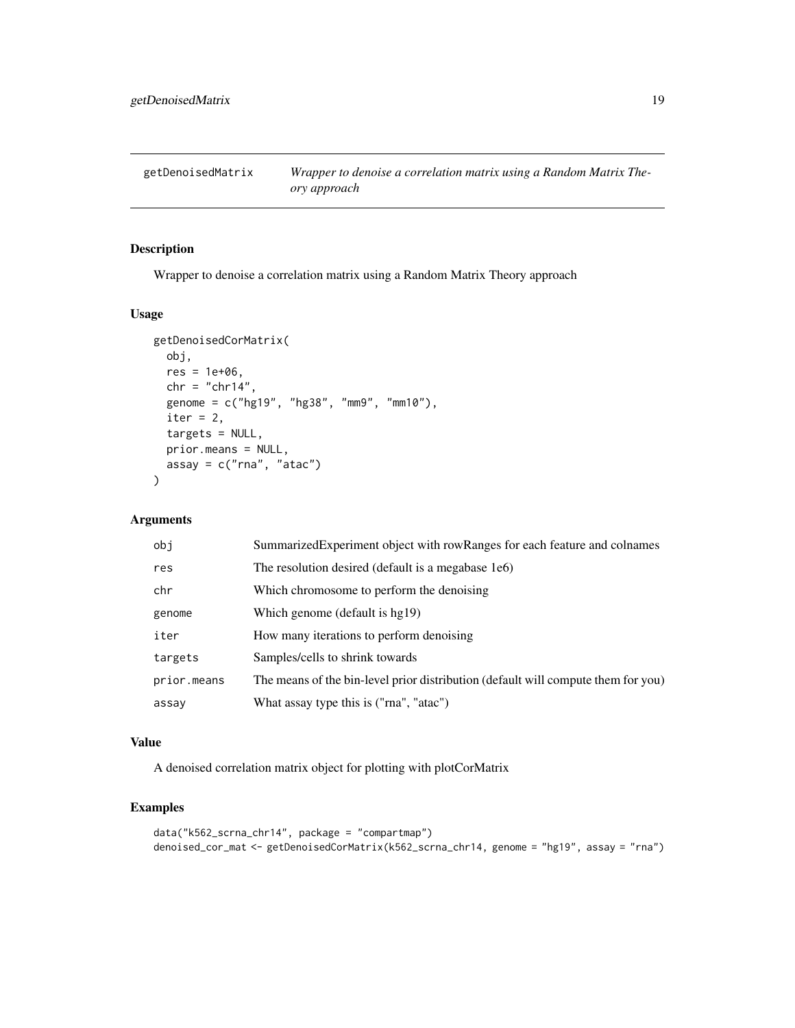## getDenoisedMatrix

*Wrapper to denoise a correlation matrix using a Random Matrix Theory approach*

### Description

Wrapper to denoise a correlation matrix using a Random Matrix Theory approach

### Usage

```
getDenoisedCorMatrix(
  obj,
  res = 1e+06,
  chr = "chr14",
  genome = c("hg19", "hg38", "mm9", "mm10"),
  iter = 2,
  targets = NULL,
  prior.means = NULL,
  assay = c("rna", "atac")
)
```

### Arguments

| Argument | Description |
| --- | --- |
| `obj` | SummarizedExperiment object with rowRanges for each feature and colnames |
| `res` | The resolution desired (default is a megabase 1e6) |
| `chr` | Which chromosome to perform the denoising |
| `genome` | Which genome (default is hg19) |
| `iter` | How many iterations to perform denoising |
| `targets` | Samples/cells to shrink towards |
| `prior.means` | The means of the bin-level prior distribution (default will compute them for you) |
| `assay` | What assay type this is ("rna", "atac") |

### Value

A denoised correlation matrix object for plotting with plotCorMatrix

### Examples

```
data("k562_scrna_chr14", package = "compartmap")
denoised_cor_mat <- getDenoisedCorMatrix(k562_scrna_chr14, genome = "hg19", assay = "rna")
```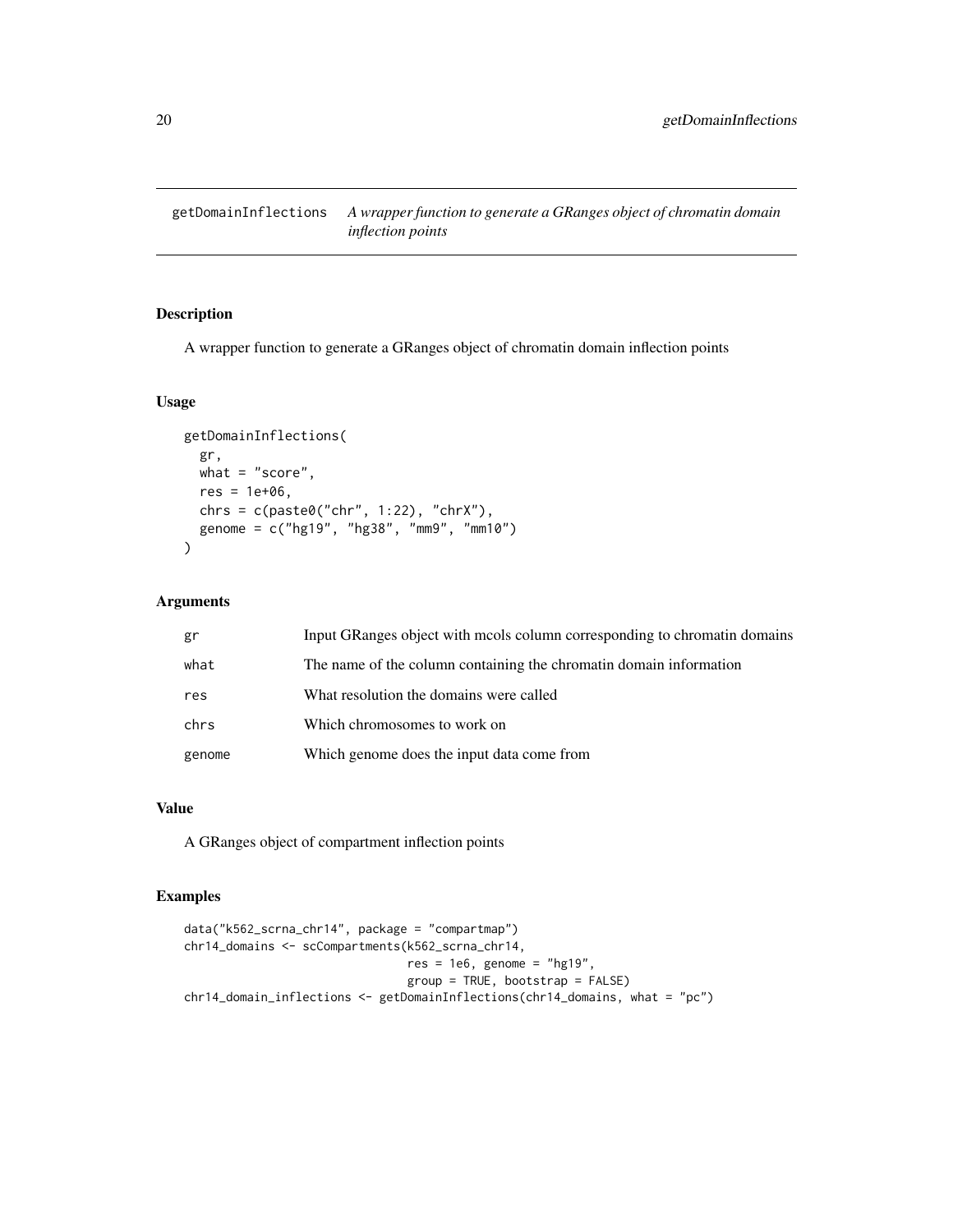getDomainInflections    *A wrapper function to generate a GRanges object of chromatin domain inflection points*

## Description

A wrapper function to generate a GRanges object of chromatin domain inflection points

## Usage

```
getDomainInflections(
  gr,
  what = "score",
  res = 1e+06,
  chrs = c(paste0("chr", 1:22), "chrX"),
  genome = c("hg19", "hg38", "mm9", "mm10")
)
```

## Arguments

| | |
|---|---|
| gr | Input GRanges object with mcols column corresponding to chromatin domains |
| what | The name of the column containing the chromatin domain information |
| res | What resolution the domains were called |
| chrs | Which chromosomes to work on |
| genome | Which genome does the input data come from |

## Value

A GRanges object of compartment inflection points

## Examples

```
data("k562_scrna_chr14", package = "compartmap")
chr14_domains <- scCompartments(k562_scrna_chr14,
                                res = 1e6, genome = "hg19",
                                group = TRUE, bootstrap = FALSE)
chr14_domain_inflections <- getDomainInflections(chr14_domains, what = "pc")
```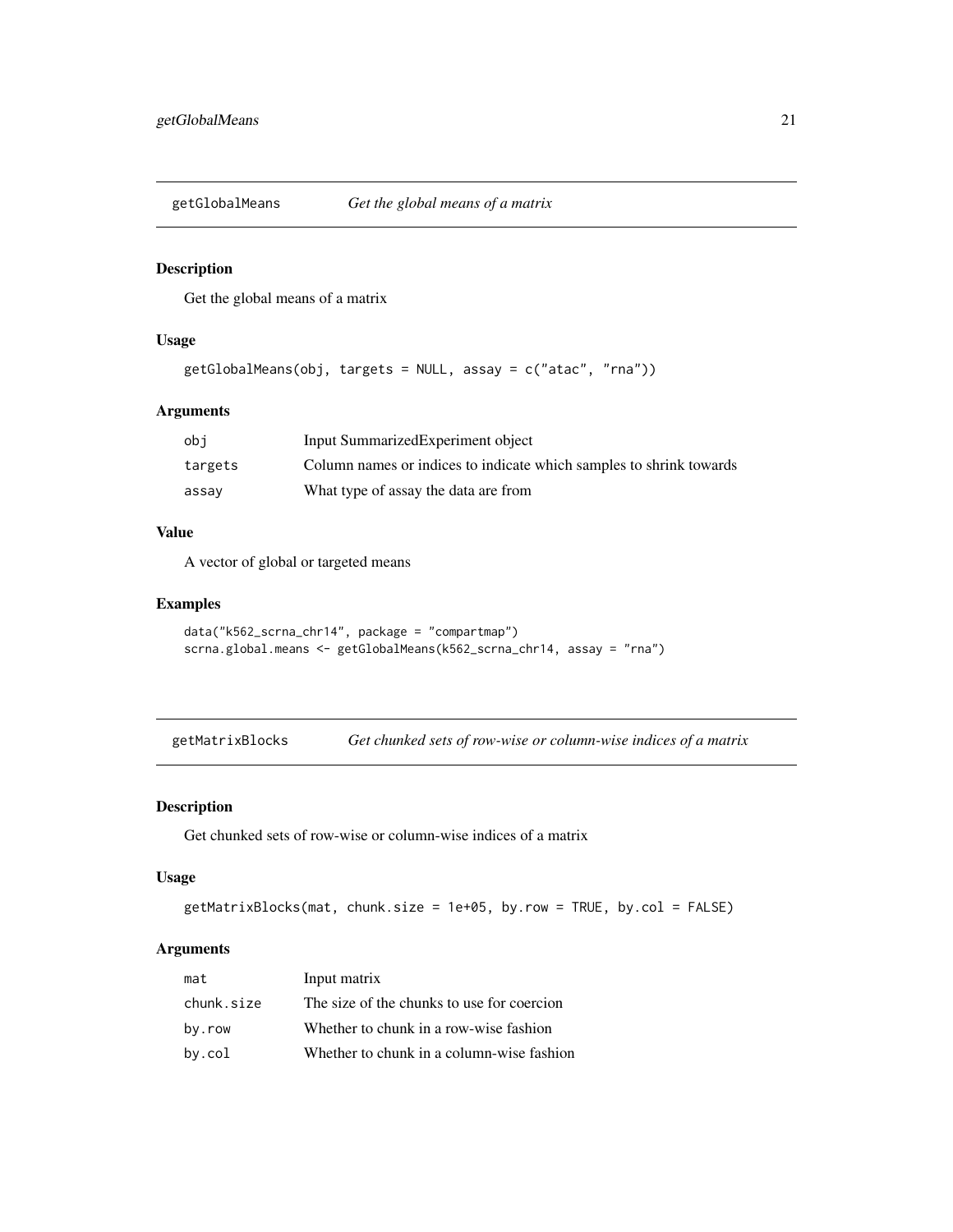## getGlobalMeans *Get the global means of a matrix*

### Description

Get the global means of a matrix

### Usage

```
getGlobalMeans(obj, targets = NULL, assay = c("atac", "rna"))
```

### Arguments

| | |
|---|---|
| obj | Input SummarizedExperiment object |
| targets | Column names or indices to indicate which samples to shrink towards |
| assay | What type of assay the data are from |

### Value

A vector of global or targeted means

### Examples

```
data("k562_scrna_chr14", package = "compartmap")
scrna.global.means <- getGlobalMeans(k562_scrna_chr14, assay = "rna")
```

## getMatrixBlocks *Get chunked sets of row-wise or column-wise indices of a matrix*

### Description

Get chunked sets of row-wise or column-wise indices of a matrix

### Usage

```
getMatrixBlocks(mat, chunk.size = 1e+05, by.row = TRUE, by.col = FALSE)
```

### Arguments

| | |
|---|---|
| mat | Input matrix |
| chunk.size | The size of the chunks to use for coercion |
| by.row | Whether to chunk in a row-wise fashion |
| by.col | Whether to chunk in a column-wise fashion |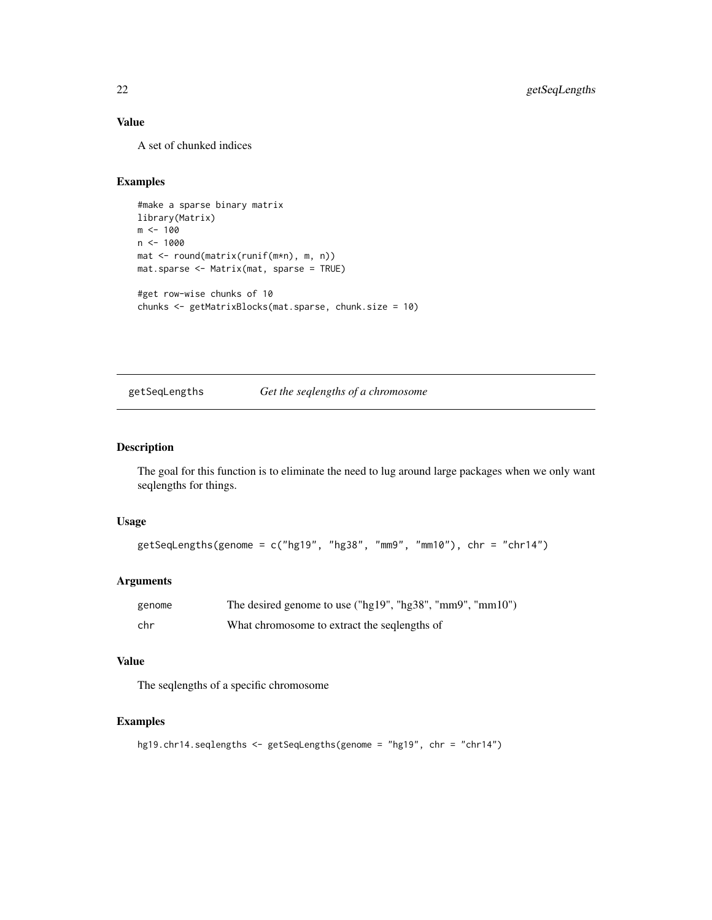### Value

A set of chunked indices

### Examples

```
#make a sparse binary matrix
library(Matrix)
m <- 100
n <- 1000
mat <- round(matrix(runif(m*n), m, n))
mat.sparse <- Matrix(mat, sparse = TRUE)

#get row-wise chunks of 10
chunks <- getMatrixBlocks(mat.sparse, chunk.size = 10)
```

---

## getSeqLengths — *Get the seqlengths of a chromosome*

---

### Description

The goal for this function is to eliminate the need to lug around large packages when we only want seqlengths for things.

### Usage

```
getSeqLengths(genome = c("hg19", "hg38", "mm9", "mm10"), chr = "chr14")
```

### Arguments

| | |
|---|---|
| genome | The desired genome to use ("hg19", "hg38", "mm9", "mm10") |
| chr | What chromosome to extract the seqlengths of |

### Value

The seqlengths of a specific chromosome

### Examples

```
hg19.chr14.seqlengths <- getSeqLengths(genome = "hg19", chr = "chr14")
```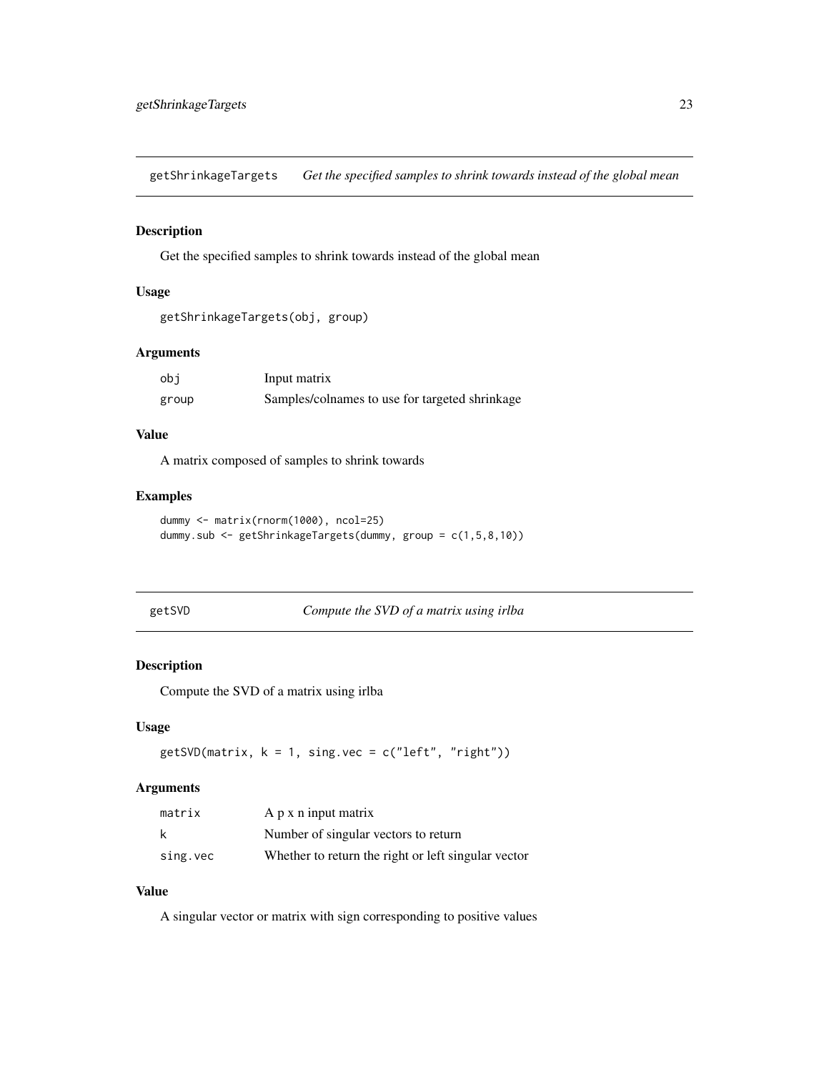## getShrinkageTargets    *Get the specified samples to shrink towards instead of the global mean*

### Description

Get the specified samples to shrink towards instead of the global mean

### Usage

```
getShrinkageTargets(obj, group)
```

### Arguments

| | |
|---|---|
| obj | Input matrix |
| group | Samples/colnames to use for targeted shrinkage |

### Value

A matrix composed of samples to shrink towards

### Examples

```
dummy <- matrix(rnorm(1000), ncol=25)
dummy.sub <- getShrinkageTargets(dummy, group = c(1,5,8,10))
```

## getSVD    *Compute the SVD of a matrix using irlba*

### Description

Compute the SVD of a matrix using irlba

### Usage

```
getSVD(matrix, k = 1, sing.vec = c("left", "right"))
```

### Arguments

| | |
|---|---|
| matrix | A p x n input matrix |
| k | Number of singular vectors to return |
| sing.vec | Whether to return the right or left singular vector |

### Value

A singular vector or matrix with sign corresponding to positive values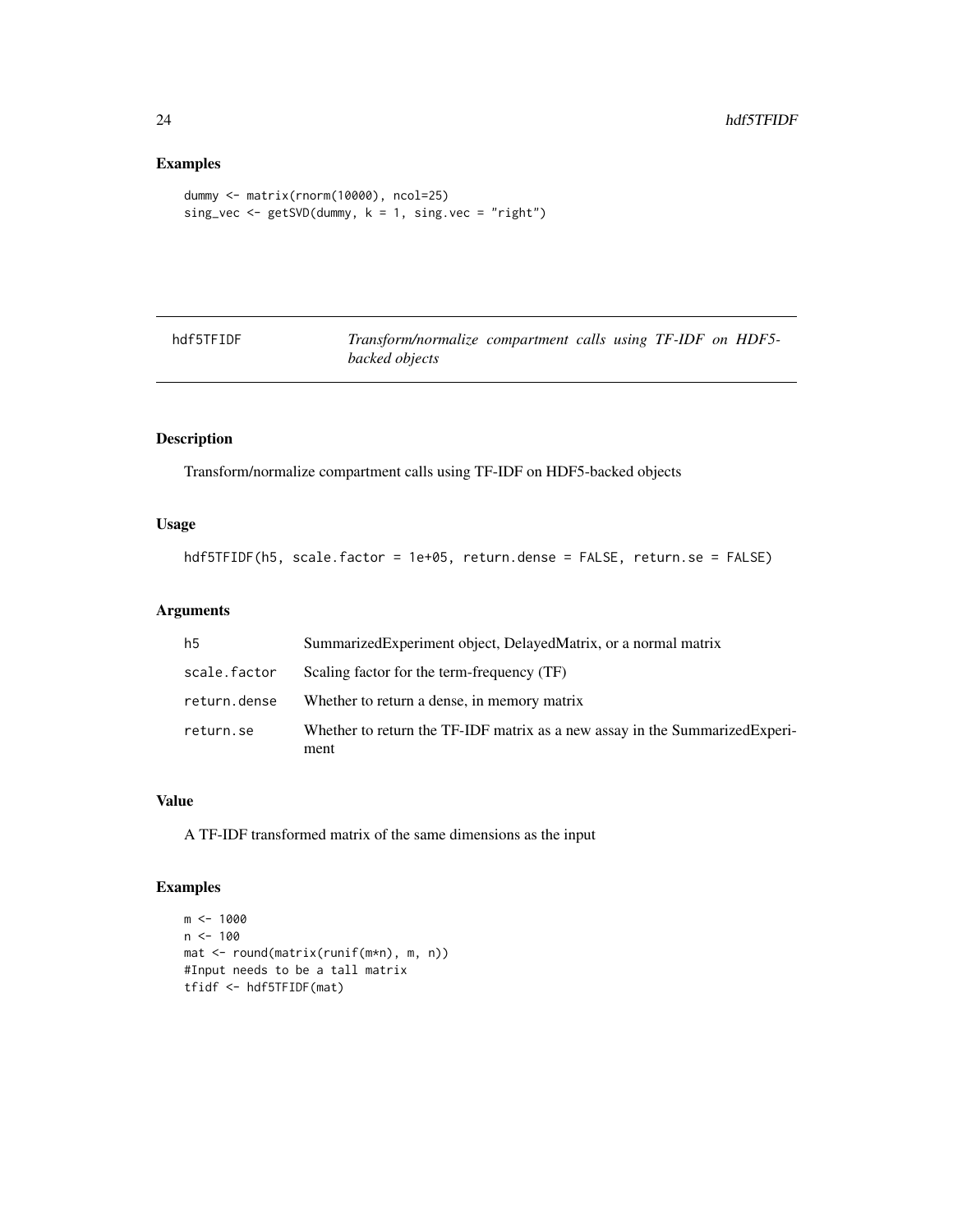## Examples

```
dummy <- matrix(rnorm(10000), ncol=25)
sing_vec <- getSVD(dummy, k = 1, sing.vec = "right")
```

---

## hdf5TFIDF — *Transform/normalize compartment calls using TF-IDF on HDF5-backed objects*

---

### Description

Transform/normalize compartment calls using TF-IDF on HDF5-backed objects

### Usage

```
hdf5TFIDF(h5, scale.factor = 1e+05, return.dense = FALSE, return.se = FALSE)
```

### Arguments

| | |
|---|---|
| h5 | SummarizedExperiment object, DelayedMatrix, or a normal matrix |
| scale.factor | Scaling factor for the term-frequency (TF) |
| return.dense | Whether to return a dense, in memory matrix |
| return.se | Whether to return the TF-IDF matrix as a new assay in the SummarizedExperiment |

### Value

A TF-IDF transformed matrix of the same dimensions as the input

### Examples

```
m <- 1000
n <- 100
mat <- round(matrix(runif(m*n), m, n))
#Input needs to be a tall matrix
tfidf <- hdf5TFIDF(mat)
```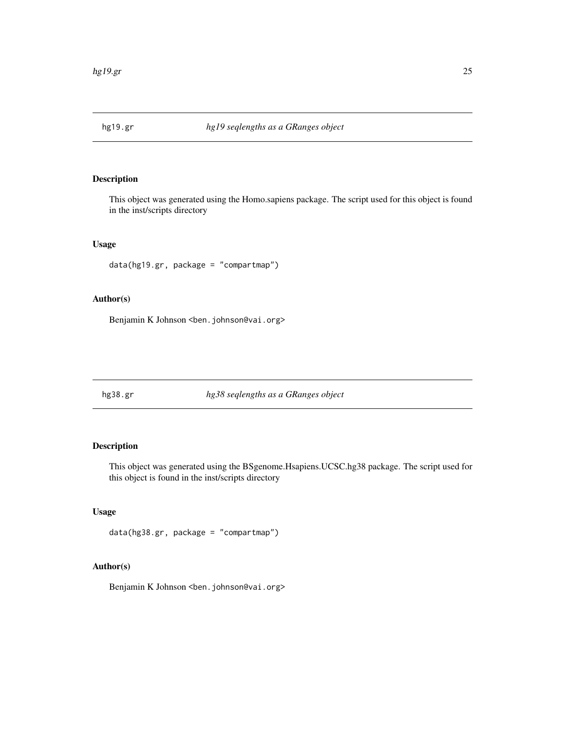## hg19.gr *hg19 seqlengths as a GRanges object*

### Description

This object was generated using the Homo.sapiens package. The script used for this object is found in the inst/scripts directory

### Usage

```
data(hg19.gr, package = "compartmap")
```

### Author(s)

Benjamin K Johnson <ben.johnson@vai.org>

## hg38.gr *hg38 seqlengths as a GRanges object*

### Description

This object was generated using the BSgenome.Hsapiens.UCSC.hg38 package. The script used for this object is found in the inst/scripts directory

### Usage

```
data(hg38.gr, package = "compartmap")
```

### Author(s)

Benjamin K Johnson <ben.johnson@vai.org>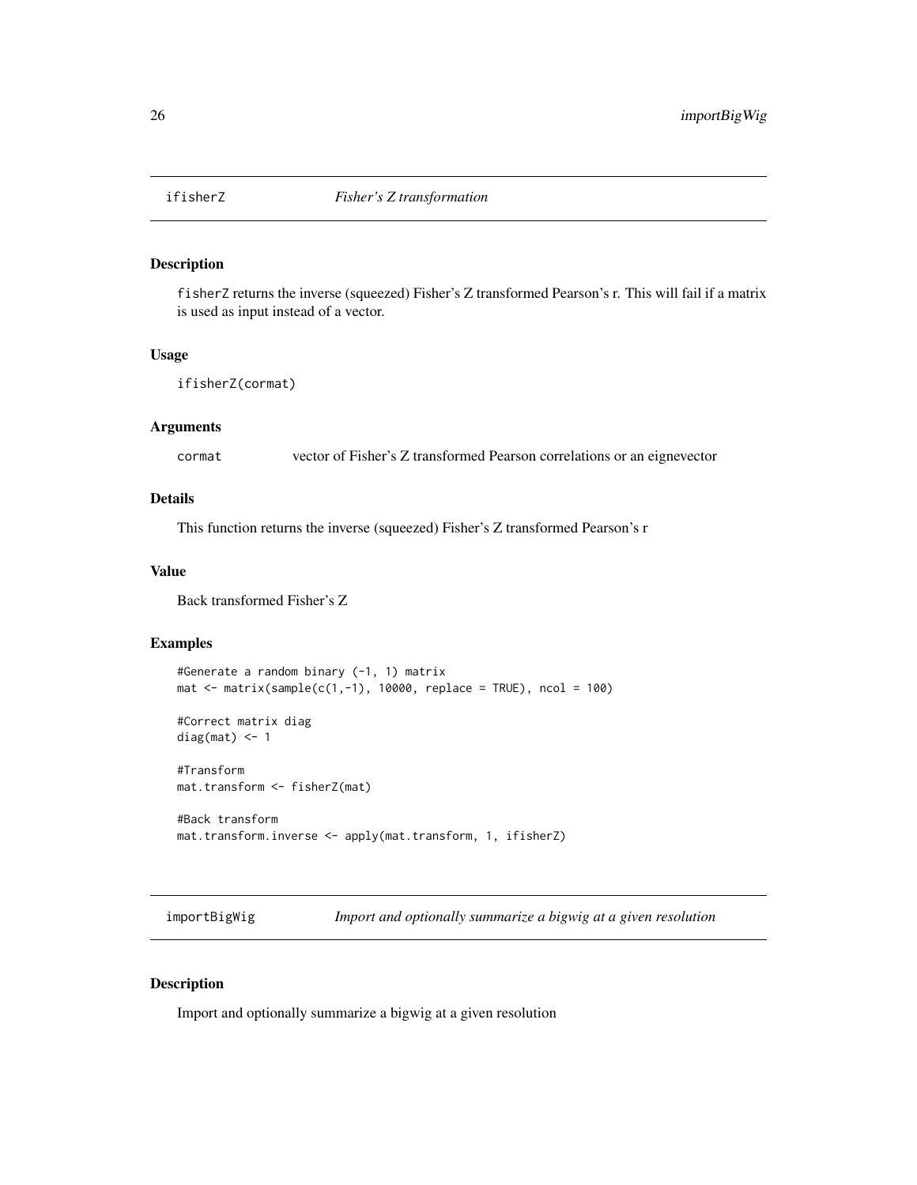## ifisherZ *Fisher's Z transformation*

### Description

fisherZ returns the inverse (squeezed) Fisher's Z transformed Pearson's r. This will fail if a matrix is used as input instead of a vector.

### Usage

```
ifisherZ(cormat)
```

### Arguments

| | |
|---|---|
| cormat | vector of Fisher's Z transformed Pearson correlations or an eignevector |

### Details

This function returns the inverse (squeezed) Fisher's Z transformed Pearson's r

### Value

Back transformed Fisher's Z

### Examples

```
#Generate a random binary (-1, 1) matrix
mat <- matrix(sample(c(1,-1), 10000, replace = TRUE), ncol = 100)

#Correct matrix diag
diag(mat) <- 1

#Transform
mat.transform <- fisherZ(mat)

#Back transform
mat.transform.inverse <- apply(mat.transform, 1, ifisherZ)
```

## importBigWig *Import and optionally summarize a bigwig at a given resolution*

### Description

Import and optionally summarize a bigwig at a given resolution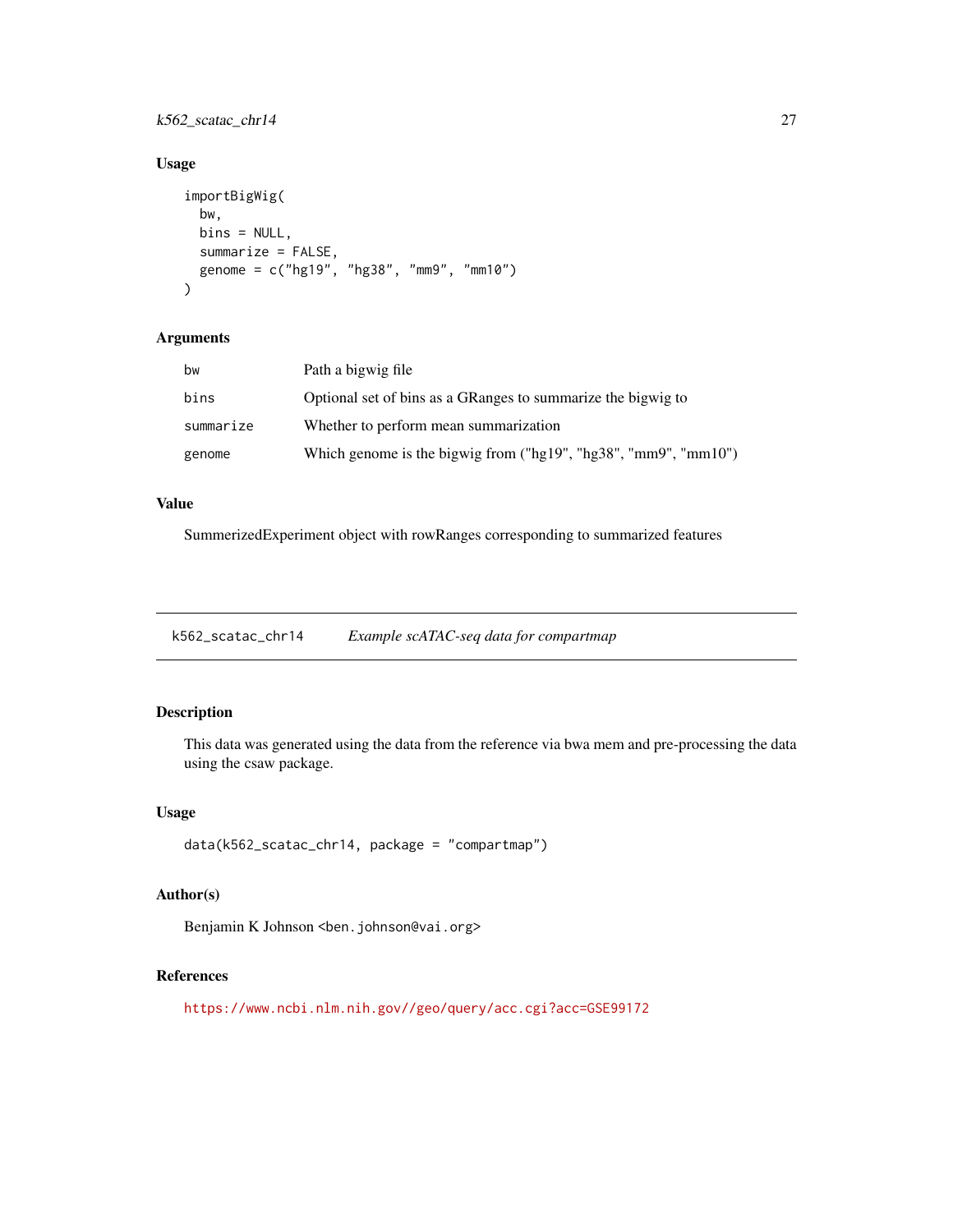### Usage

```
importBigWig(
  bw,
  bins = NULL,
  summarize = FALSE,
  genome = c("hg19", "hg38", "mm9", "mm10")
)
```

### Arguments

| | |
|---|---|
| bw | Path a bigwig file |
| bins | Optional set of bins as a GRanges to summarize the bigwig to |
| summarize | Whether to perform mean summarization |
| genome | Which genome is the bigwig from ("hg19", "hg38", "mm9", "mm10") |

### Value

SummerizedExperiment object with rowRanges corresponding to summarized features

---

## k562_scatac_chr14 *Example scATAC-seq data for compartmap*

---

### Description

This data was generated using the data from the reference via bwa mem and pre-processing the data using the csaw package.

### Usage

```
data(k562_scatac_chr14, package = "compartmap")
```

### Author(s)

Benjamin K Johnson <ben.johnson@vai.org>

### References

https://www.ncbi.nlm.nih.gov//geo/query/acc.cgi?acc=GSE99172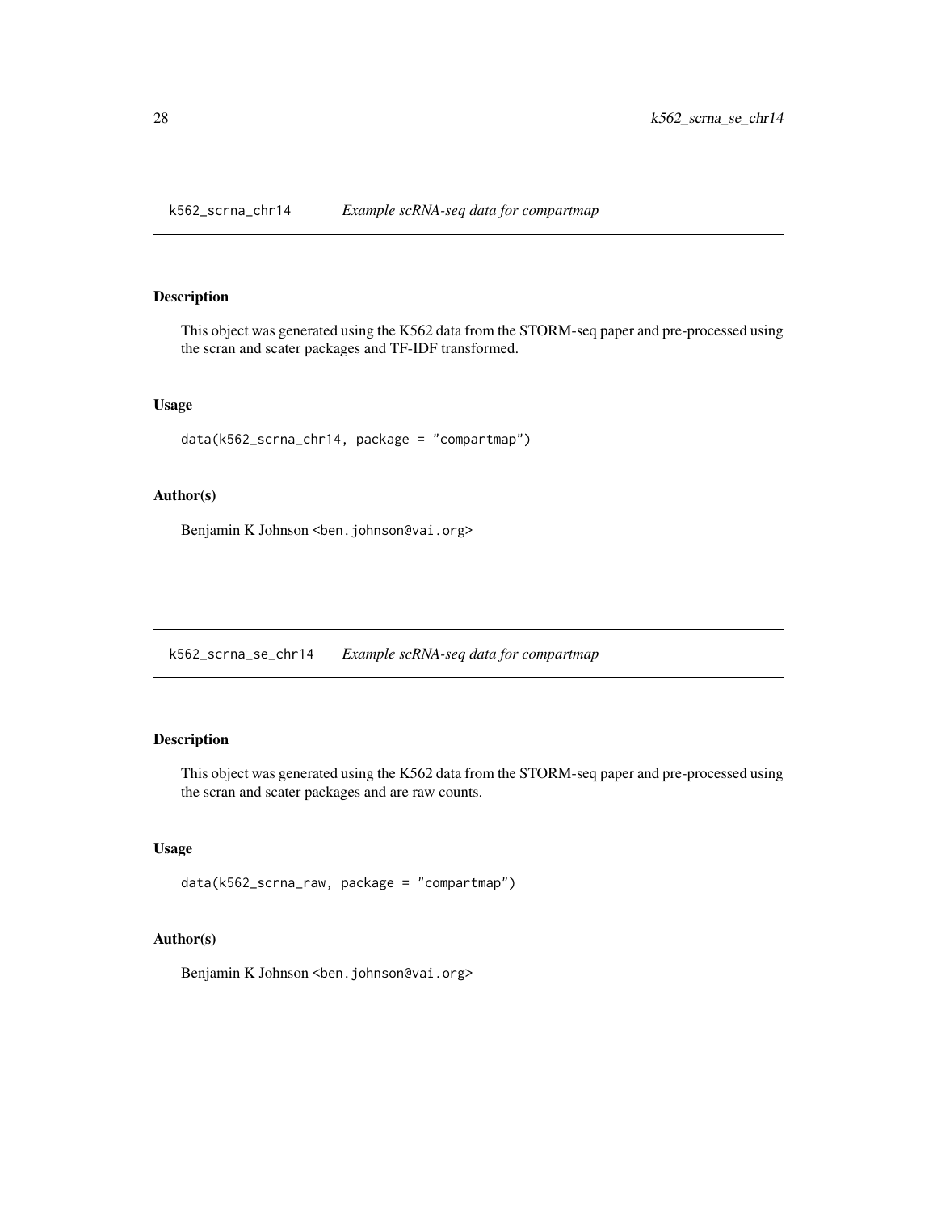## k562_scrna_chr14 *Example scRNA-seq data for compartmap*

### Description

This object was generated using the K562 data from the STORM-seq paper and pre-processed using the scran and scater packages and TF-IDF transformed.

### Usage

```
data(k562_scrna_chr14, package = "compartmap")
```

### Author(s)

Benjamin K Johnson <ben.johnson@vai.org>

## k562_scrna_se_chr14 *Example scRNA-seq data for compartmap*

### Description

This object was generated using the K562 data from the STORM-seq paper and pre-processed using the scran and scater packages and are raw counts.

### Usage

```
data(k562_scrna_raw, package = "compartmap")
```

### Author(s)

Benjamin K Johnson <ben.johnson@vai.org>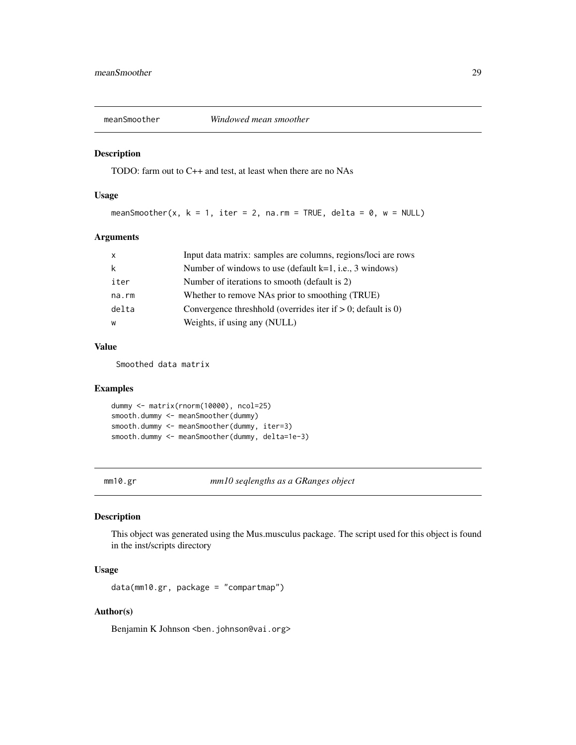## meanSmoother — *Windowed mean smoother*

### Description

TODO: farm out to C++ and test, at least when there are no NAs

### Usage

```
meanSmoother(x, k = 1, iter = 2, na.rm = TRUE, delta = 0, w = NULL)
```

### Arguments

| | |
|---|---|
| x | Input data matrix: samples are columns, regions/loci are rows |
| k | Number of windows to use (default k=1, i.e., 3 windows) |
| iter | Number of iterations to smooth (default is 2) |
| na.rm | Whether to remove NAs prior to smoothing (TRUE) |
| delta | Convergence threshhold (overrides iter if > 0; default is 0) |
| w | Weights, if using any (NULL) |

### Value

```
Smoothed data matrix
```

### Examples

```
dummy <- matrix(rnorm(10000), ncol=25)
smooth.dummy <- meanSmoother(dummy)
smooth.dummy <- meanSmoother(dummy, iter=3)
smooth.dummy <- meanSmoother(dummy, delta=1e-3)
```

## mm10.gr — *mm10 seqlengths as a GRanges object*

### Description

This object was generated using the Mus.musculus package. The script used for this object is found in the inst/scripts directory

### Usage

```
data(mm10.gr, package = "compartmap")
```

### Author(s)

Benjamin K Johnson <ben.johnson@vai.org>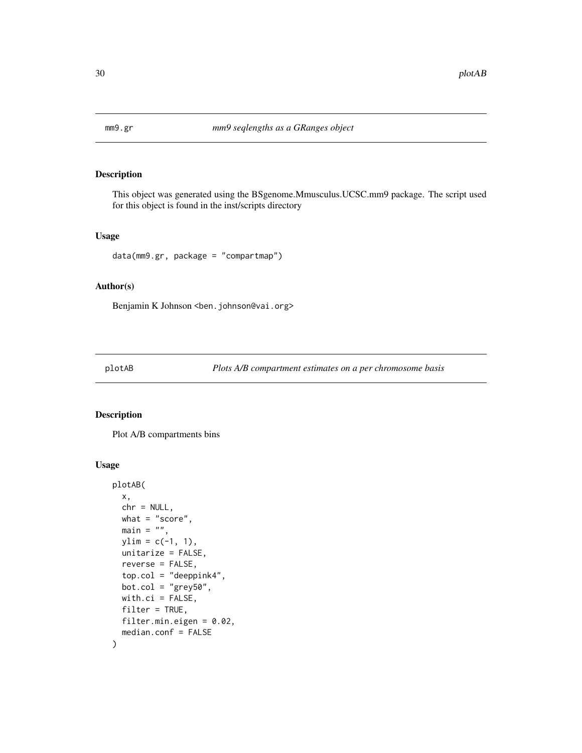## mm9.gr *mm9 seqlengths as a GRanges object*

### Description

This object was generated using the BSgenome.Mmusculus.UCSC.mm9 package. The script used for this object is found in the inst/scripts directory

### Usage

```
data(mm9.gr, package = "compartmap")
```

### Author(s)

Benjamin K Johnson <ben.johnson@vai.org>

## plotAB *Plots A/B compartment estimates on a per chromosome basis*

### Description

Plot A/B compartments bins

### Usage

```
plotAB(
  x,
  chr = NULL,
  what = "score",
  main = "",
  ylim = c(-1, 1),
  unitarize = FALSE,
  reverse = FALSE,
  top.col = "deeppink4",
  bot.col = "grey50",
  with.ci = FALSE,
  filter = TRUE,
  filter.min.eigen = 0.02,
  median.conf = FALSE
)
```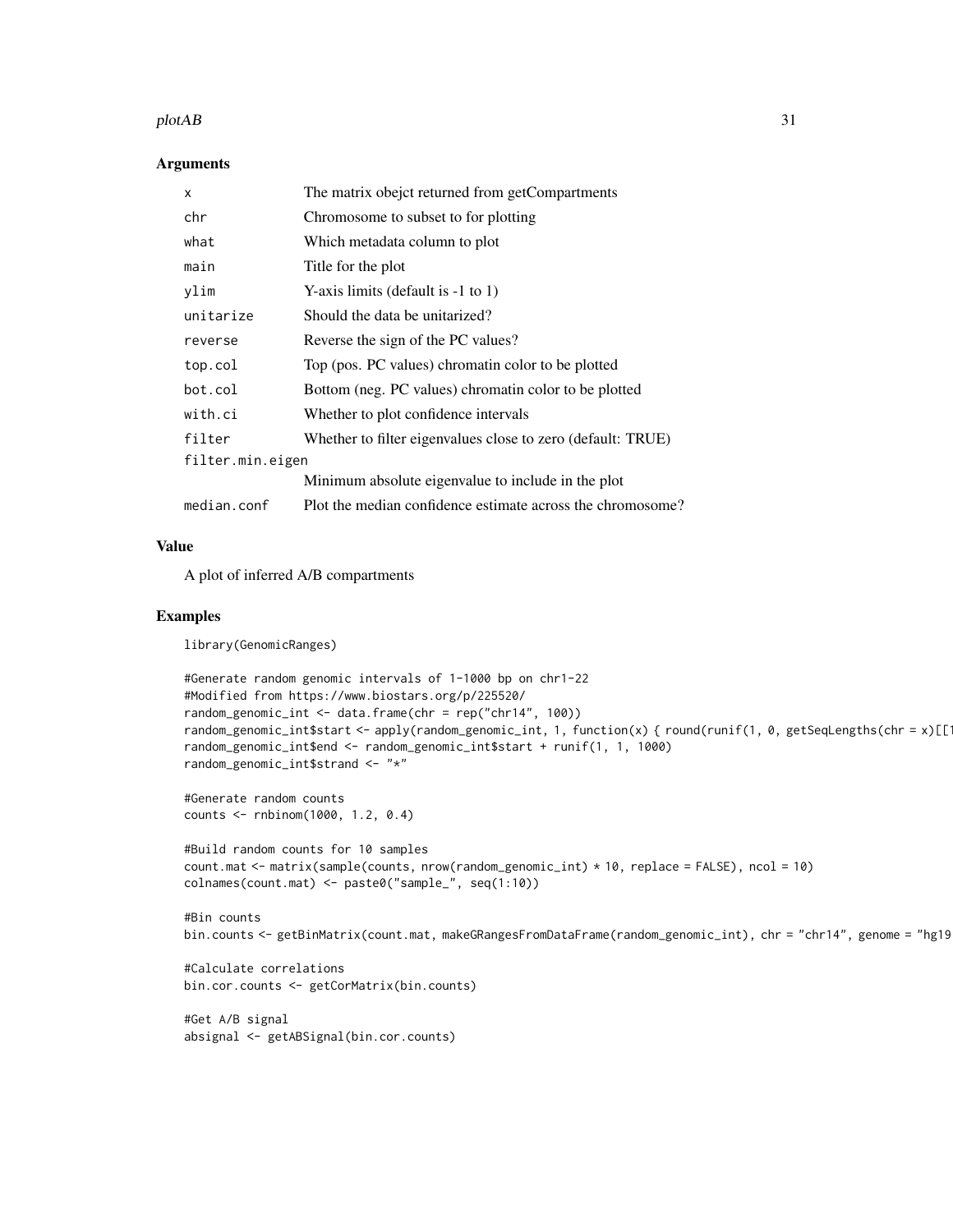## Arguments

| | |
|---|---|
| x | The matrix obejct returned from getCompartments |
| chr | Chromosome to subset to for plotting |
| what | Which metadata column to plot |
| main | Title for the plot |
| ylim | Y-axis limits (default is -1 to 1) |
| unitarize | Should the data be unitarized? |
| reverse | Reverse the sign of the PC values? |
| top.col | Top (pos. PC values) chromatin color to be plotted |
| bot.col | Bottom (neg. PC values) chromatin color to be plotted |
| with.ci | Whether to plot confidence intervals |
| filter | Whether to filter eigenvalues close to zero (default: TRUE) |
| filter.min.eigen | Minimum absolute eigenvalue to include in the plot |
| median.conf | Plot the median confidence estimate across the chromosome? |

## Value

A plot of inferred A/B compartments

## Examples

```
library(GenomicRanges)

#Generate random genomic intervals of 1-1000 bp on chr1-22
#Modified from https://www.biostars.org/p/225520/
random_genomic_int <- data.frame(chr = rep("chr14", 100))
random_genomic_int$start <- apply(random_genomic_int, 1, function(x) { round(runif(1, 0, getSeqLengths(chr = x)[[1
random_genomic_int$end <- random_genomic_int$start + runif(1, 1, 1000)
random_genomic_int$strand <- "*"

#Generate random counts
counts <- rnbinom(1000, 1.2, 0.4)

#Build random counts for 10 samples
count.mat <- matrix(sample(counts, nrow(random_genomic_int) * 10, replace = FALSE), ncol = 10)
colnames(count.mat) <- paste0("sample_", seq(1:10))

#Bin counts
bin.counts <- getBinMatrix(count.mat, makeGRangesFromDataFrame(random_genomic_int), chr = "chr14", genome = "hg19

#Calculate correlations
bin.cor.counts <- getCorMatrix(bin.counts)

#Get A/B signal
absignal <- getABSignal(bin.cor.counts)
```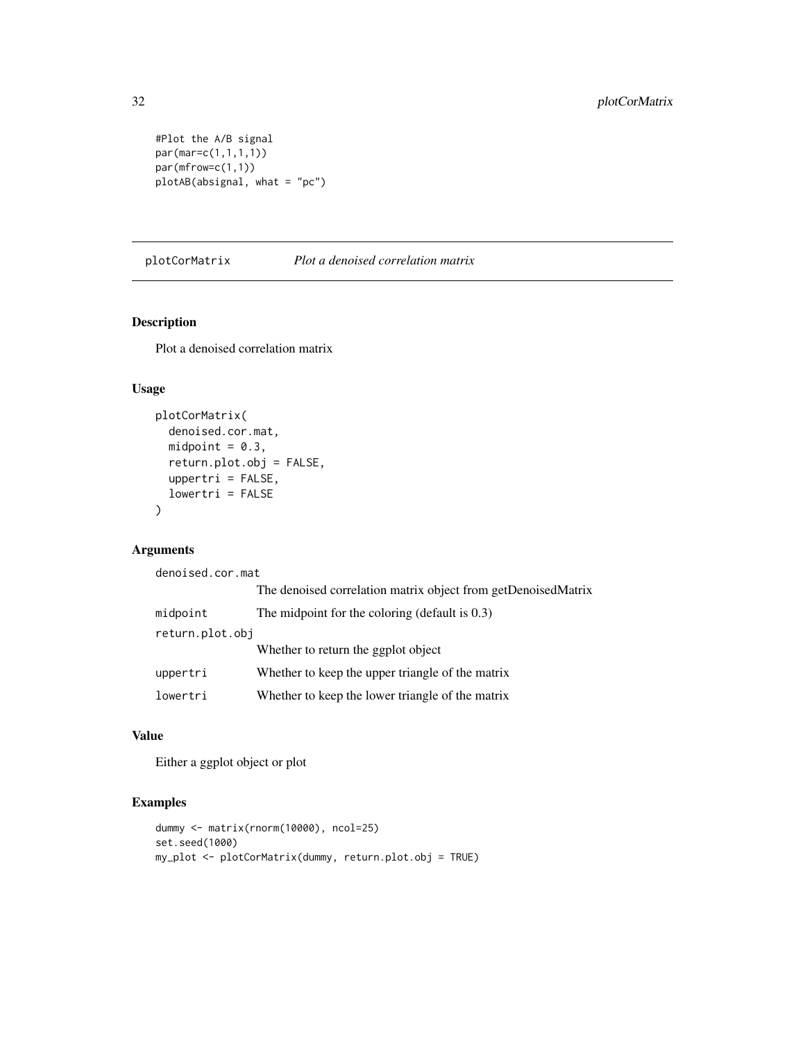```
#Plot the A/B signal
par(mar=c(1,1,1,1))
par(mfrow=c(1,1))
plotAB(absignal, what = "pc")
```

## plotCorMatrix *Plot a denoised correlation matrix*

### Description

Plot a denoised correlation matrix

### Usage

```
plotCorMatrix(
  denoised.cor.mat,
  midpoint = 0.3,
  return.plot.obj = FALSE,
  uppertri = FALSE,
  lowertri = FALSE
)
```

### Arguments

| | |
|---|---|
| `denoised.cor.mat` | The denoised correlation matrix object from getDenoisedMatrix |
| `midpoint` | The midpoint for the coloring (default is 0.3) |
| `return.plot.obj` | Whether to return the ggplot object |
| `uppertri` | Whether to keep the upper triangle of the matrix |
| `lowertri` | Whether to keep the lower triangle of the matrix |

### Value

Either a ggplot object or plot

### Examples

```
dummy <- matrix(rnorm(10000), ncol=25)
set.seed(1000)
my_plot <- plotCorMatrix(dummy, return.plot.obj = TRUE)
```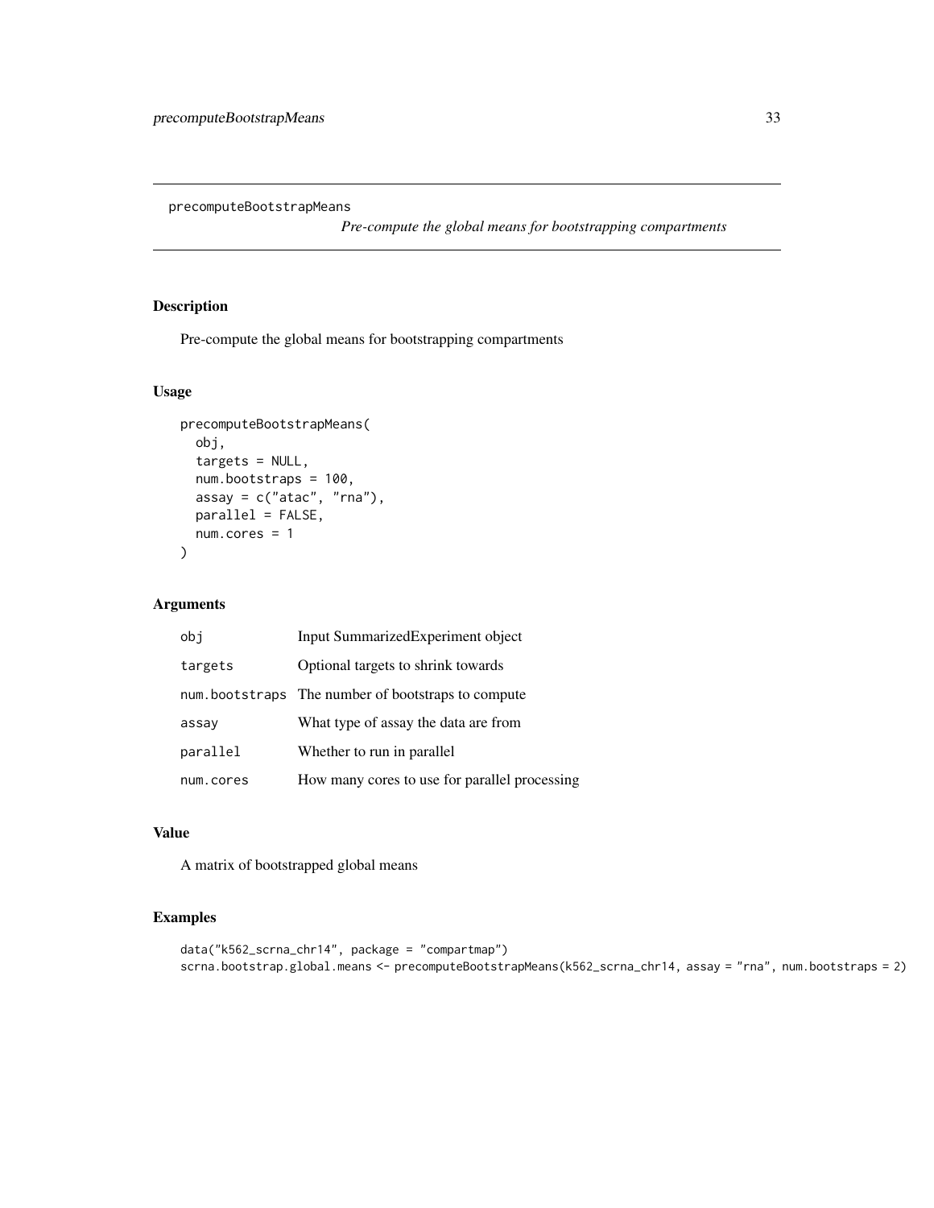`precomputeBootstrapMeans` *Pre-compute the global means for bootstrapping compartments*

## Description

Pre-compute the global means for bootstrapping compartments

## Usage

```
precomputeBootstrapMeans(
  obj,
  targets = NULL,
  num.bootstraps = 100,
  assay = c("atac", "rna"),
  parallel = FALSE,
  num.cores = 1
)
```

## Arguments

| | |
|---|---|
| `obj` | Input SummarizedExperiment object |
| `targets` | Optional targets to shrink towards |
| `num.bootstraps` | The number of bootstraps to compute |
| `assay` | What type of assay the data are from |
| `parallel` | Whether to run in parallel |
| `num.cores` | How many cores to use for parallel processing |

## Value

A matrix of bootstrapped global means

## Examples

```
data("k562_scrna_chr14", package = "compartmap")
scrna.bootstrap.global.means <- precomputeBootstrapMeans(k562_scrna_chr14, assay = "rna", num.bootstraps = 2)
```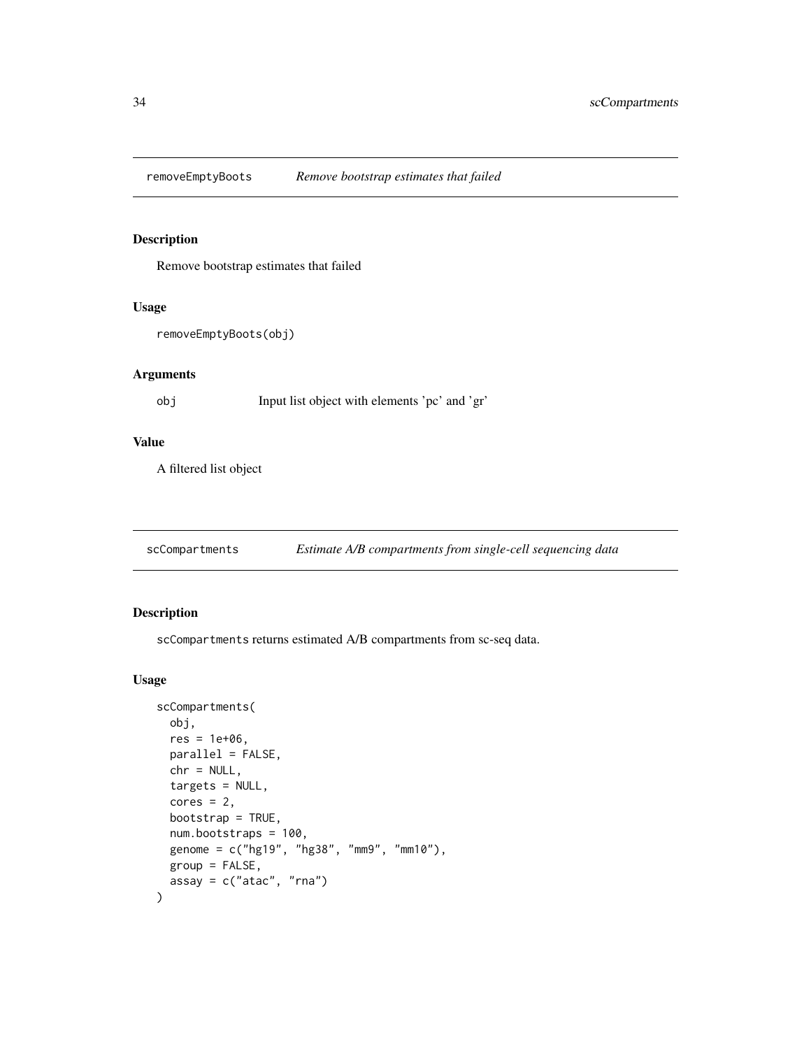## removeEmptyBoots *Remove bootstrap estimates that failed*

### Description

Remove bootstrap estimates that failed

### Usage

```
removeEmptyBoots(obj)
```

### Arguments

| | |
|---|---|
| obj | Input list object with elements 'pc' and 'gr' |

### Value

A filtered list object

## scCompartments *Estimate A/B compartments from single-cell sequencing data*

### Description

scCompartments returns estimated A/B compartments from sc-seq data.

### Usage

```
scCompartments(
  obj,
  res = 1e+06,
  parallel = FALSE,
  chr = NULL,
  targets = NULL,
  cores = 2,
  bootstrap = TRUE,
  num.bootstraps = 100,
  genome = c("hg19", "hg38", "mm9", "mm10"),
  group = FALSE,
  assay = c("atac", "rna")
)
```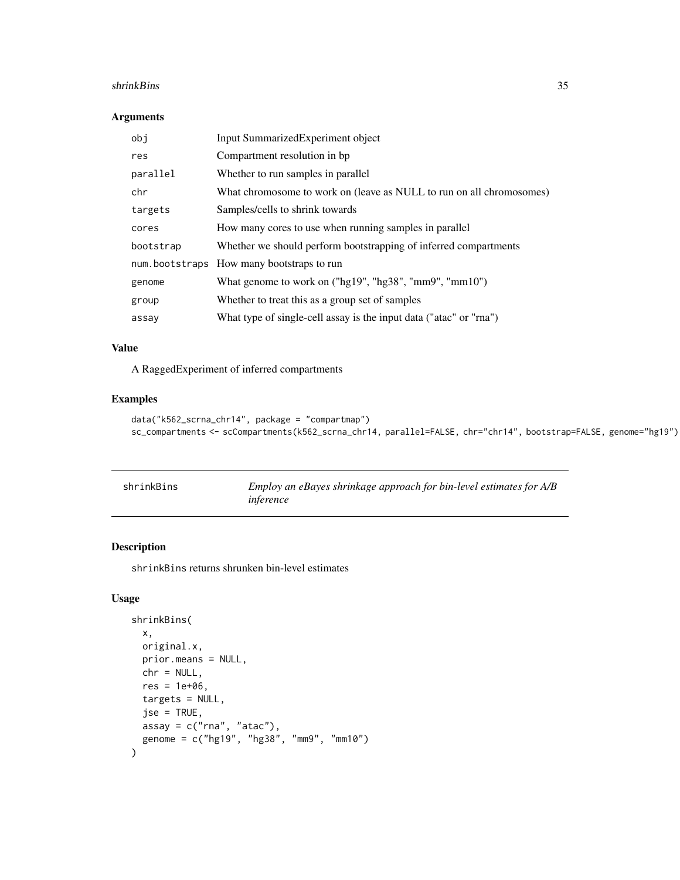### Arguments

| | |
|---|---|
| obj | Input SummarizedExperiment object |
| res | Compartment resolution in bp |
| parallel | Whether to run samples in parallel |
| chr | What chromosome to work on (leave as NULL to run on all chromosomes) |
| targets | Samples/cells to shrink towards |
| cores | How many cores to use when running samples in parallel |
| bootstrap | Whether we should perform bootstrapping of inferred compartments |
| num.bootstraps | How many bootstraps to run |
| genome | What genome to work on ("hg19", "hg38", "mm9", "mm10") |
| group | Whether to treat this as a group set of samples |
| assay | What type of single-cell assay is the input data ("atac" or "rna") |

### Value

A RaggedExperiment of inferred compartments

### Examples

```
data("k562_scrna_chr14", package = "compartmap")
sc_compartments <- scCompartments(k562_scrna_chr14, parallel=FALSE, chr="chr14", bootstrap=FALSE, genome="hg19")
```

---

## shrinkBins — *Employ an eBayes shrinkage approach for bin-level estimates for A/B inference*

---

### Description

shrinkBins returns shrunken bin-level estimates

### Usage

```
shrinkBins(
  x,
  original.x,
  prior.means = NULL,
  chr = NULL,
  res = 1e+06,
  targets = NULL,
  jse = TRUE,
  assay = c("rna", "atac"),
  genome = c("hg19", "hg38", "mm9", "mm10")
)
```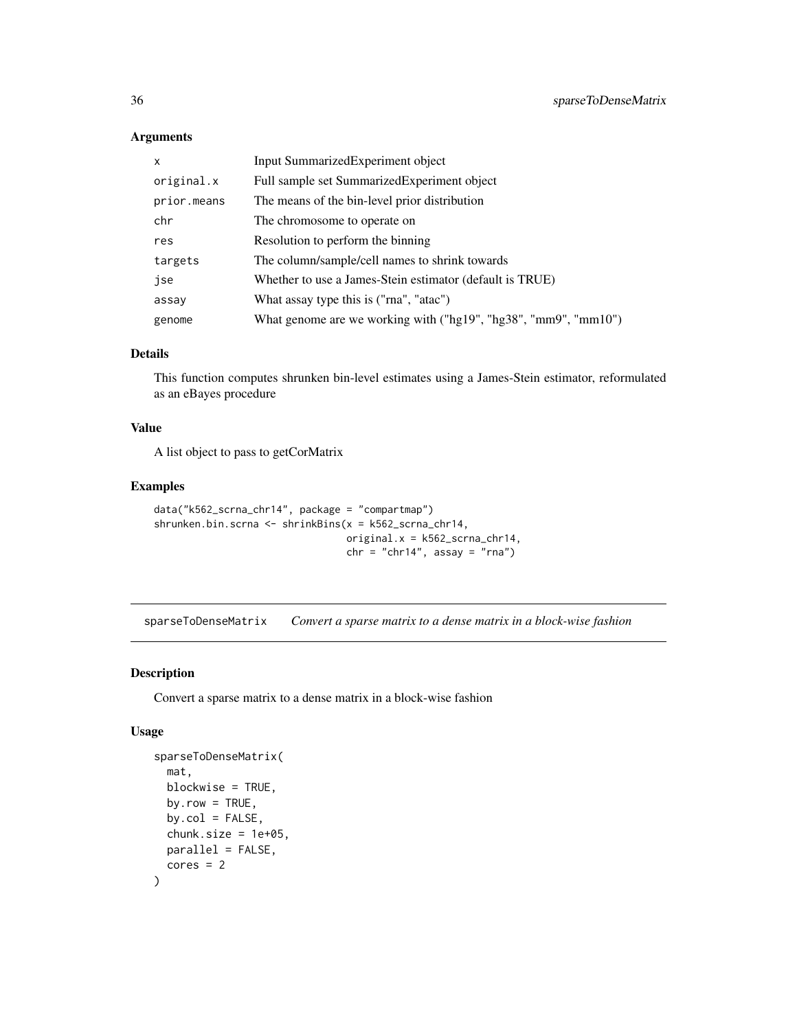### Arguments

| | |
|---|---|
| x | Input SummarizedExperiment object |
| original.x | Full sample set SummarizedExperiment object |
| prior.means | The means of the bin-level prior distribution |
| chr | The chromosome to operate on |
| res | Resolution to perform the binning |
| targets | The column/sample/cell names to shrink towards |
| jse | Whether to use a James-Stein estimator (default is TRUE) |
| assay | What assay type this is ("rna", "atac") |
| genome | What genome are we working with ("hg19", "hg38", "mm9", "mm10") |

### Details

This function computes shrunken bin-level estimates using a James-Stein estimator, reformulated as an eBayes procedure

### Value

A list object to pass to getCorMatrix

### Examples

```
data("k562_scrna_chr14", package = "compartmap")
shrunken.bin.scrna <- shrinkBins(x = k562_scrna_chr14,
                                 original.x = k562_scrna_chr14,
                                 chr = "chr14", assay = "rna")
```

---

## sparseToDenseMatrix    *Convert a sparse matrix to a dense matrix in a block-wise fashion*

---

### Description

Convert a sparse matrix to a dense matrix in a block-wise fashion

### Usage

```
sparseToDenseMatrix(
  mat,
  blockwise = TRUE,
  by.row = TRUE,
  by.col = FALSE,
  chunk.size = 1e+05,
  parallel = FALSE,
  cores = 2
)
```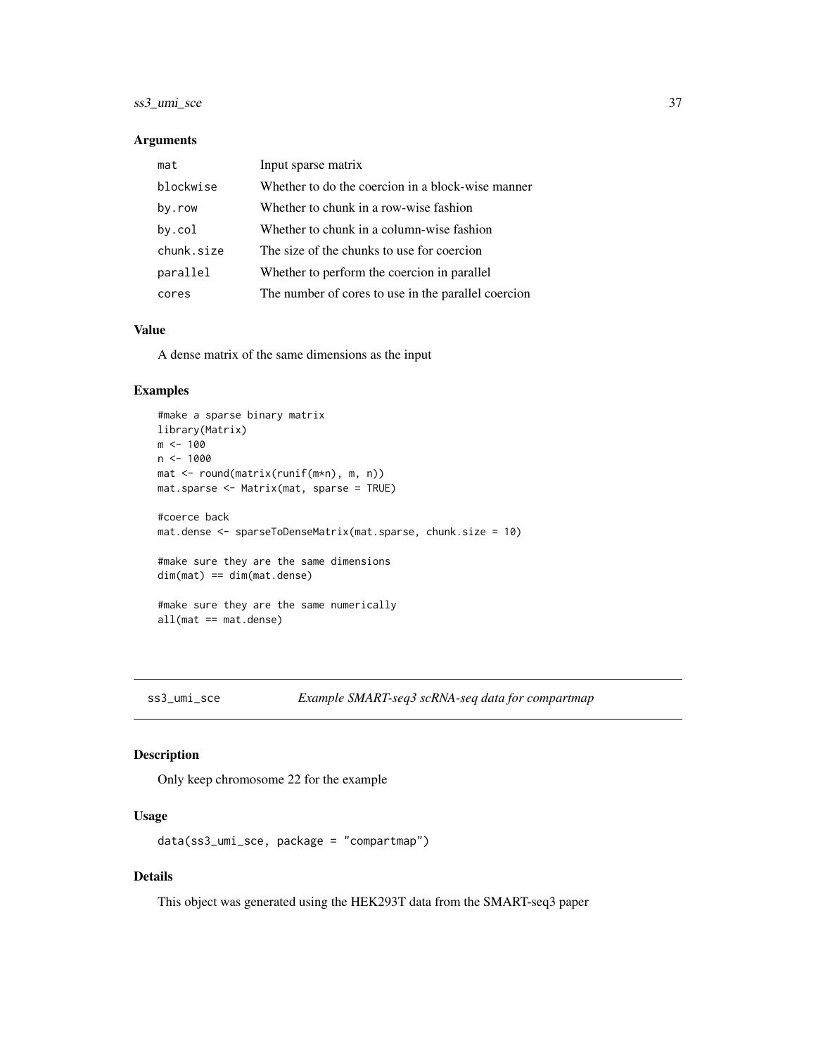### Arguments

| | |
|---|---|
| mat | Input sparse matrix |
| blockwise | Whether to do the coercion in a block-wise manner |
| by.row | Whether to chunk in a row-wise fashion |
| by.col | Whether to chunk in a column-wise fashion |
| chunk.size | The size of the chunks to use for coercion |
| parallel | Whether to perform the coercion in parallel |
| cores | The number of cores to use in the parallel coercion |

### Value

A dense matrix of the same dimensions as the input

### Examples

```
#make a sparse binary matrix
library(Matrix)
m <- 100
n <- 1000
mat <- round(matrix(runif(m*n), m, n))
mat.sparse <- Matrix(mat, sparse = TRUE)

#coerce back
mat.dense <- sparseToDenseMatrix(mat.sparse, chunk.size = 10)

#make sure they are the same dimensions
dim(mat) == dim(mat.dense)

#make sure they are the same numerically
all(mat == mat.dense)
```

---

## ss3_umi_sce *Example SMART-seq3 scRNA-seq data for compartmap*

### Description

Only keep chromosome 22 for the example

### Usage

```
data(ss3_umi_sce, package = "compartmap")
```

### Details

This object was generated using the HEK293T data from the SMART-seq3 paper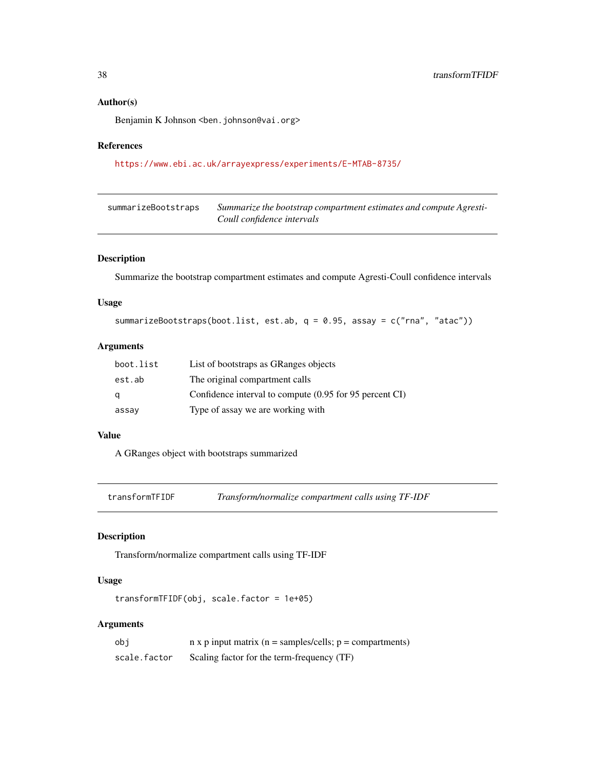### Author(s)

Benjamin K Johnson <ben.johnson@vai.org>

### References

https://www.ebi.ac.uk/arrayexpress/experiments/E-MTAB-8735/

---

## summarizeBootstraps — *Summarize the bootstrap compartment estimates and compute Agresti-Coull confidence intervals*

---

### Description

Summarize the bootstrap compartment estimates and compute Agresti-Coull confidence intervals

### Usage

```
summarizeBootstraps(boot.list, est.ab, q = 0.95, assay = c("rna", "atac"))
```

### Arguments

| | |
|---|---|
| `boot.list` | List of bootstraps as GRanges objects |
| `est.ab` | The original compartment calls |
| `q` | Confidence interval to compute (0.95 for 95 percent CI) |
| `assay` | Type of assay we are working with |

### Value

A GRanges object with bootstraps summarized

---

## transformTFIDF — *Transform/normalize compartment calls using TF-IDF*

---

### Description

Transform/normalize compartment calls using TF-IDF

### Usage

```
transformTFIDF(obj, scale.factor = 1e+05)
```

### Arguments

| | |
|---|---|
| `obj` | n x p input matrix (n = samples/cells; p = compartments) |
| `scale.factor` | Scaling factor for the term-frequency (TF) |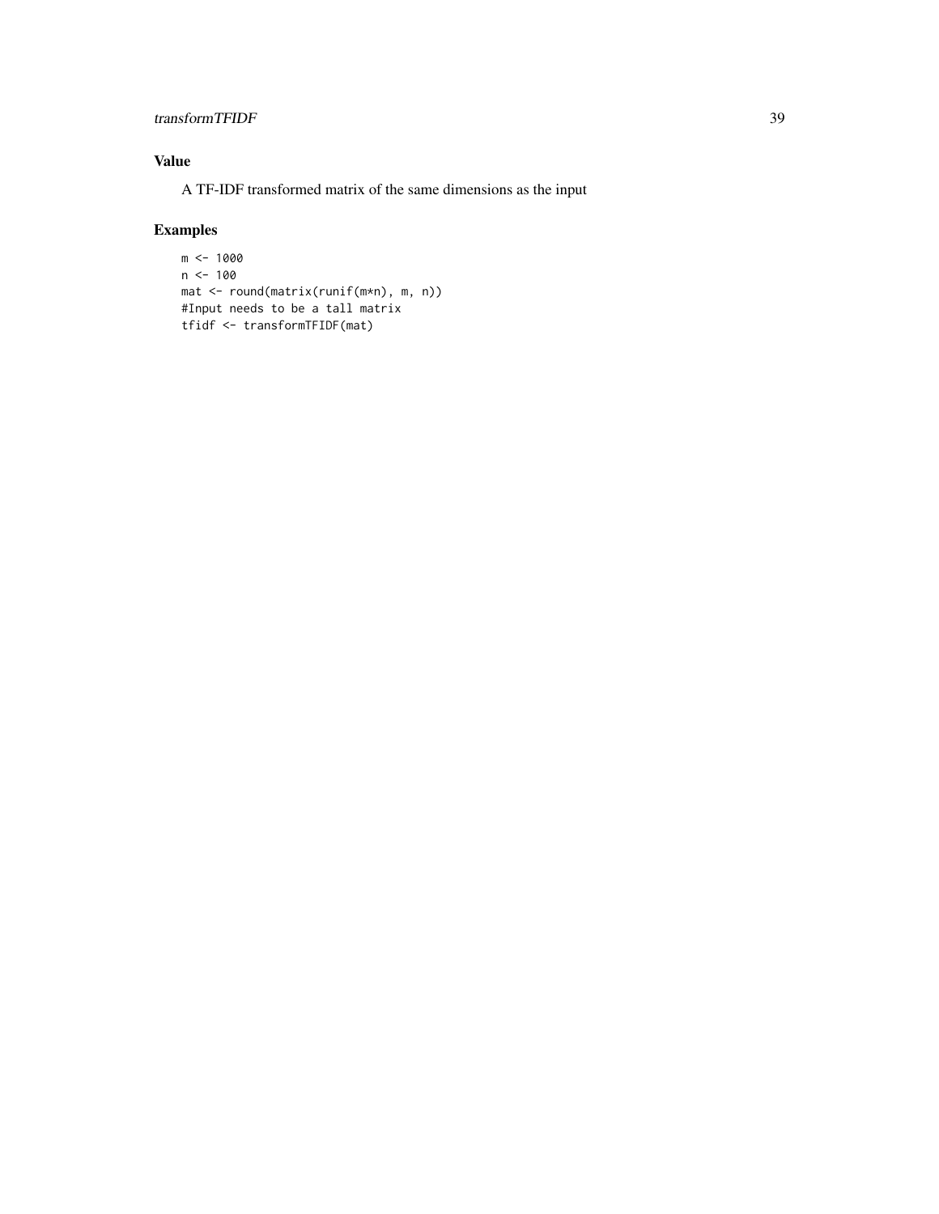## Value

A TF-IDF transformed matrix of the same dimensions as the input

## Examples

```
m <- 1000
n <- 100
mat <- round(matrix(runif(m*n), m, n))
#Input needs to be a tall matrix
tfidf <- transformTFIDF(mat)
```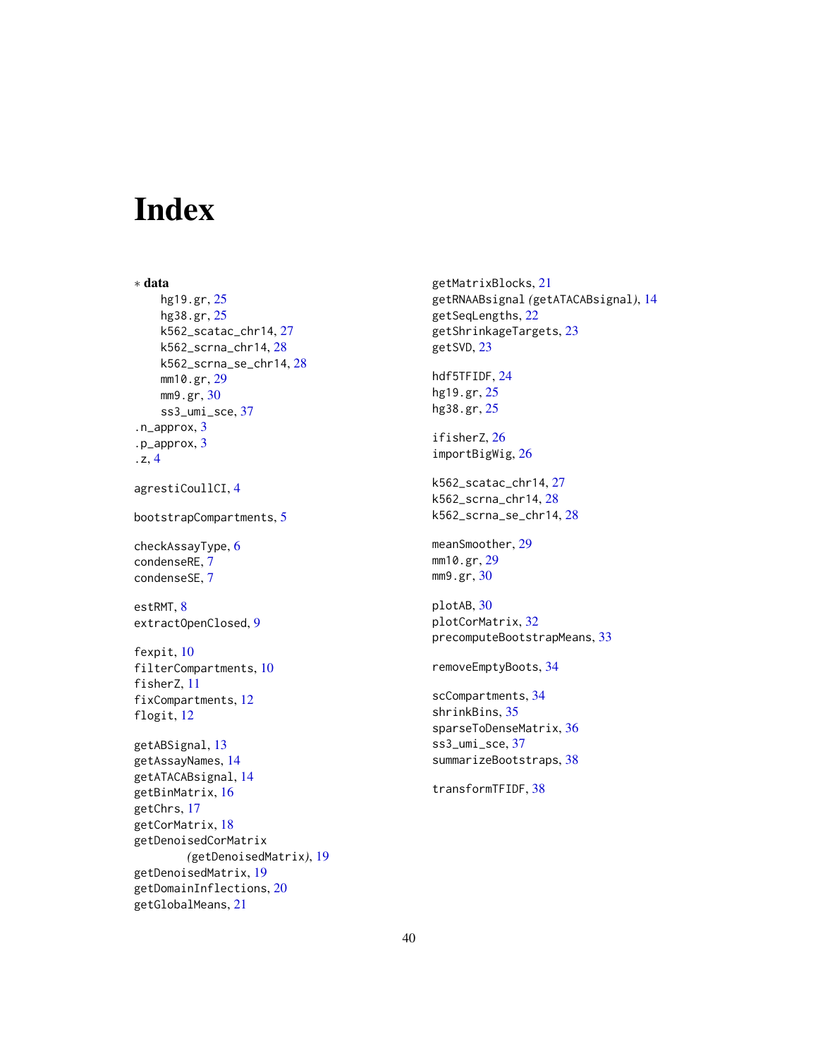# Index

∗ **data**

- hg19.gr, 25
- hg38.gr, 25
- k562_scatac_chr14, 27
- k562_scrna_chr14, 28
- k562_scrna_se_chr14, 28
- mm10.gr, 29
- mm9.gr, 30
- ss3_umi_sce, 37

.n_approx, 3
.p_approx, 3
.z, 4

agrestiCoullCI, 4

bootstrapCompartments, 5

checkAssayType, 6
condenseRE, 7
condenseSE, 7

estRMT, 8
extractOpenClosed, 9

fexpit, 10
filterCompartments, 10
fisherZ, 11
fixCompartments, 12
flogit, 12

getABSignal, 13
getAssayNames, 14
getATACABsignal, 14
getBinMatrix, 16
getChrs, 17
getCorMatrix, 18
getDenoisedCorMatrix *(getDenoisedMatrix)*, 19
getDenoisedMatrix, 19
getDomainInflections, 20
getGlobalMeans, 21
getMatrixBlocks, 21
getRNAABsignal *(getATACABsignal)*, 14
getSeqLengths, 22
getShrinkageTargets, 23
getSVD, 23

hdf5TFIDF, 24
hg19.gr, 25
hg38.gr, 25

ifisherZ, 26
importBigWig, 26

k562_scatac_chr14, 27
k562_scrna_chr14, 28
k562_scrna_se_chr14, 28

meanSmoother, 29
mm10.gr, 29
mm9.gr, 30

plotAB, 30
plotCorMatrix, 32
precomputeBootstrapMeans, 33

removeEmptyBoots, 34

scCompartments, 34
shrinkBins, 35
sparseToDenseMatrix, 36
ss3_umi_sce, 37
summarizeBootstraps, 38

transformTFIDF, 38